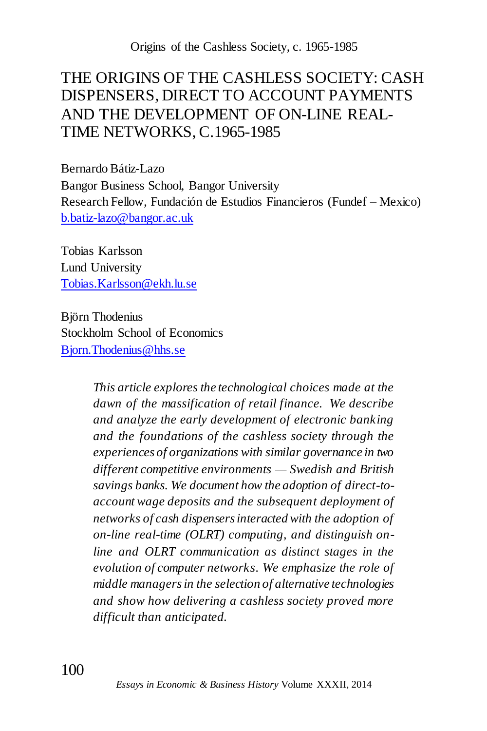# THE ORIGINS OF THE CASHLESS SOCIETY: CASH DISPENSERS, DIRECT TO ACCOUNT PAYMENTS AND THE DEVELOPMENT OF ON-LINE REAL-TIME NETWORKS, C.1965-1985

Bernardo Bátiz-Lazo
Bangor Business School, Bangor University
Research Fellow, Fundación de Estudios Financieros (Fundef – Mexico)
b.batiz-lazo@bangor.ac.uk

Tobias Karlsson
Lund University
Tobias.Karlsson@ekh.lu.se

Björn Thodenius
Stockholm School of Economics
Bjorn.Thodenius@hhs.se

*This article explores the technological choices made at the dawn of the massification of retail finance. We describe and analyze the early development of electronic banking and the foundations of the cashless society through the experiences of organizations with similar governance in two different competitive environments — Swedish and British savings banks. We document how the adoption of direct-to-account wage deposits and the subsequent deployment of networks of cash dispensers interacted with the adoption of on-line real-time (OLRT) computing, and distinguish on-line and OLRT communication as distinct stages in the evolution of computer networks. We emphasize the role of middle managers in the selection of alternative technologies and show how delivering a cashless society proved more difficult than anticipated.*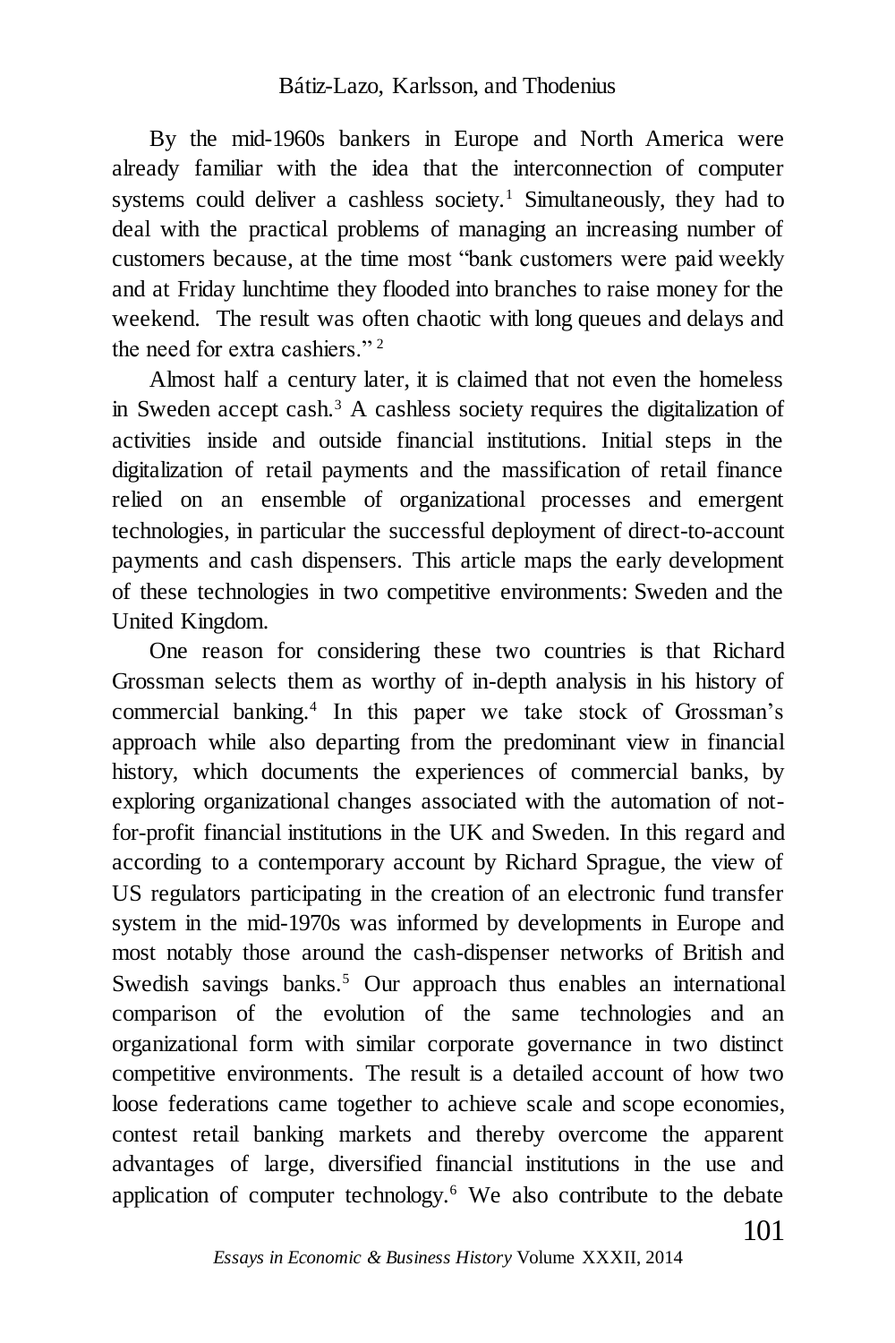By the mid-1960s bankers in Europe and North America were already familiar with the idea that the interconnection of computer systems could deliver a cashless society.[1] Simultaneously, they had to deal with the practical problems of managing an increasing number of customers because, at the time most "bank customers were paid weekly and at Friday lunchtime they flooded into branches to raise money for the weekend. The result was often chaotic with long queues and delays and the need for extra cashiers."[2]

Almost half a century later, it is claimed that not even the homeless in Sweden accept cash.[3] A cashless society requires the digitalization of activities inside and outside financial institutions. Initial steps in the digitalization of retail payments and the massification of retail finance relied on an ensemble of organizational processes and emergent technologies, in particular the successful deployment of direct-to-account payments and cash dispensers. This article maps the early development of these technologies in two competitive environments: Sweden and the United Kingdom.

One reason for considering these two countries is that Richard Grossman selects them as worthy of in-depth analysis in his history of commercial banking.[4] In this paper we take stock of Grossman's approach while also departing from the predominant view in financial history, which documents the experiences of commercial banks, by exploring organizational changes associated with the automation of not-for-profit financial institutions in the UK and Sweden. In this regard and according to a contemporary account by Richard Sprague, the view of US regulators participating in the creation of an electronic fund transfer system in the mid-1970s was informed by developments in Europe and most notably those around the cash-dispenser networks of British and Swedish savings banks.[5] Our approach thus enables an international comparison of the evolution of the same technologies and an organizational form with similar corporate governance in two distinct competitive environments. The result is a detailed account of how two loose federations came together to achieve scale and scope economies, contest retail banking markets and thereby overcome the apparent advantages of large, diversified financial institutions in the use and application of computer technology.[6] We also contribute to the debate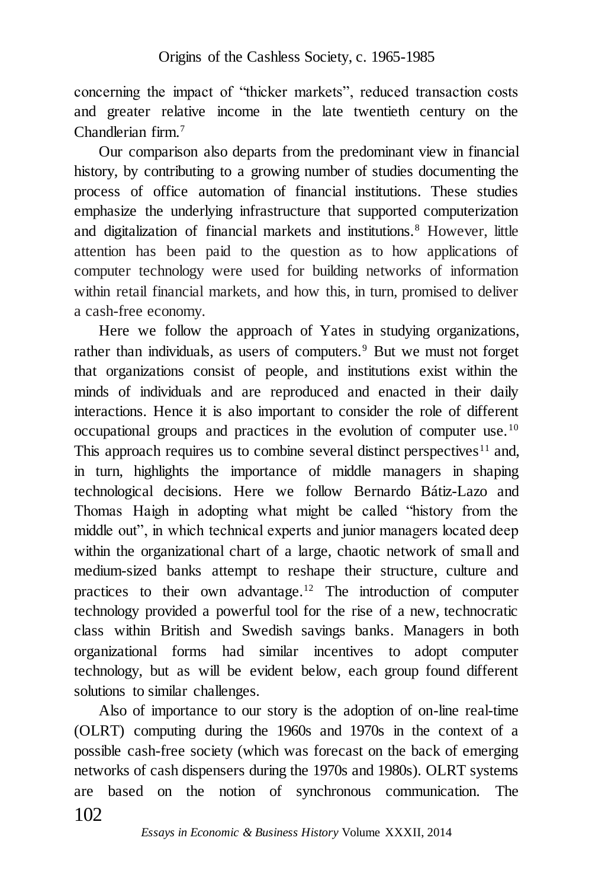concerning the impact of “thicker markets”, reduced transaction costs and greater relative income in the late twentieth century on the Chandlerian firm.[7]

Our comparison also departs from the predominant view in financial history, by contributing to a growing number of studies documenting the process of office automation of financial institutions. These studies emphasize the underlying infrastructure that supported computerization and digitalization of financial markets and institutions.[8] However, little attention has been paid to the question as to how applications of computer technology were used for building networks of information within retail financial markets, and how this, in turn, promised to deliver a cash-free economy.

Here we follow the approach of Yates in studying organizations, rather than individuals, as users of computers.[9] But we must not forget that organizations consist of people, and institutions exist within the minds of individuals and are reproduced and enacted in their daily interactions. Hence it is also important to consider the role of different occupational groups and practices in the evolution of computer use.[10] This approach requires us to combine several distinct perspectives[11] and, in turn, highlights the importance of middle managers in shaping technological decisions. Here we follow Bernardo Bátiz-Lazo and Thomas Haigh in adopting what might be called “history from the middle out”, in which technical experts and junior managers located deep within the organizational chart of a large, chaotic network of small and medium-sized banks attempt to reshape their structure, culture and practices to their own advantage.[12] The introduction of computer technology provided a powerful tool for the rise of a new, technocratic class within British and Swedish savings banks. Managers in both organizational forms had similar incentives to adopt computer technology, but as will be evident below, each group found different solutions to similar challenges.

Also of importance to our story is the adoption of on-line real-time (OLRT) computing during the 1960s and 1970s in the context of a possible cash-free society (which was forecast on the back of emerging networks of cash dispensers during the 1970s and 1980s). OLRT systems are based on the notion of synchronous communication. The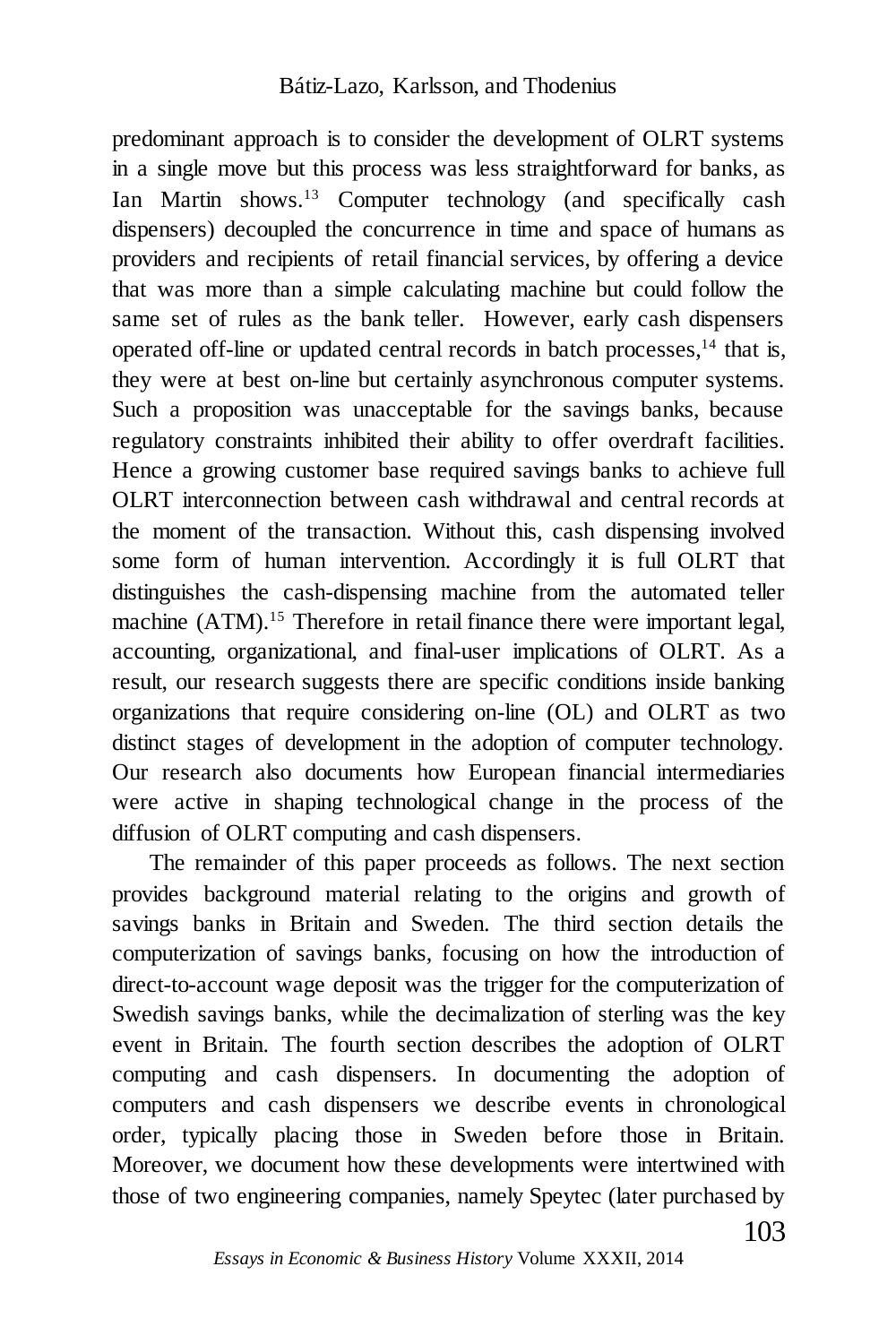predominant approach is to consider the development of OLRT systems in a single move but this process was less straightforward for banks, as Ian Martin shows.[13] Computer technology (and specifically cash dispensers) decoupled the concurrence in time and space of humans as providers and recipients of retail financial services, by offering a device that was more than a simple calculating machine but could follow the same set of rules as the bank teller. However, early cash dispensers operated off-line or updated central records in batch processes,[14] that is, they were at best on-line but certainly asynchronous computer systems. Such a proposition was unacceptable for the savings banks, because regulatory constraints inhibited their ability to offer overdraft facilities. Hence a growing customer base required savings banks to achieve full OLRT interconnection between cash withdrawal and central records at the moment of the transaction. Without this, cash dispensing involved some form of human intervention. Accordingly it is full OLRT that distinguishes the cash-dispensing machine from the automated teller machine (ATM).[15] Therefore in retail finance there were important legal, accounting, organizational, and final-user implications of OLRT. As a result, our research suggests there are specific conditions inside banking organizations that require considering on-line (OL) and OLRT as two distinct stages of development in the adoption of computer technology. Our research also documents how European financial intermediaries were active in shaping technological change in the process of the diffusion of OLRT computing and cash dispensers.

The remainder of this paper proceeds as follows. The next section provides background material relating to the origins and growth of savings banks in Britain and Sweden. The third section details the computerization of savings banks, focusing on how the introduction of direct-to-account wage deposit was the trigger for the computerization of Swedish savings banks, while the decimalization of sterling was the key event in Britain. The fourth section describes the adoption of OLRT computing and cash dispensers. In documenting the adoption of computers and cash dispensers we describe events in chronological order, typically placing those in Sweden before those in Britain. Moreover, we document how these developments were intertwined with those of two engineering companies, namely Speytec (later purchased by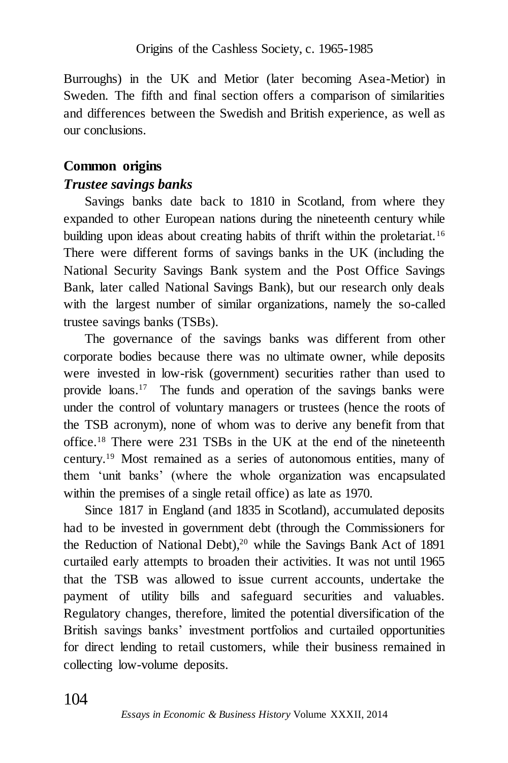Burroughs) in the UK and Metior (later becoming Asea-Metior) in Sweden. The fifth and final section offers a comparison of similarities and differences between the Swedish and British experience, as well as our conclusions.

## Common origins

### *Trustee savings banks*

Savings banks date back to 1810 in Scotland, from where they expanded to other European nations during the nineteenth century while building upon ideas about creating habits of thrift within the proletariat.[16] There were different forms of savings banks in the UK (including the National Security Savings Bank system and the Post Office Savings Bank, later called National Savings Bank), but our research only deals with the largest number of similar organizations, namely the so-called trustee savings banks (TSBs).

The governance of the savings banks was different from other corporate bodies because there was no ultimate owner, while deposits were invested in low-risk (government) securities rather than used to provide loans.[17] The funds and operation of the savings banks were under the control of voluntary managers or trustees (hence the roots of the TSB acronym), none of whom was to derive any benefit from that office.[18] There were 231 TSBs in the UK at the end of the nineteenth century.[19] Most remained as a series of autonomous entities, many of them 'unit banks' (where the whole organization was encapsulated within the premises of a single retail office) as late as 1970.

Since 1817 in England (and 1835 in Scotland), accumulated deposits had to be invested in government debt (through the Commissioners for the Reduction of National Debt),[20] while the Savings Bank Act of 1891 curtailed early attempts to broaden their activities. It was not until 1965 that the TSB was allowed to issue current accounts, undertake the payment of utility bills and safeguard securities and valuables. Regulatory changes, therefore, limited the potential diversification of the British savings banks' investment portfolios and curtailed opportunities for direct lending to retail customers, while their business remained in collecting low-volume deposits.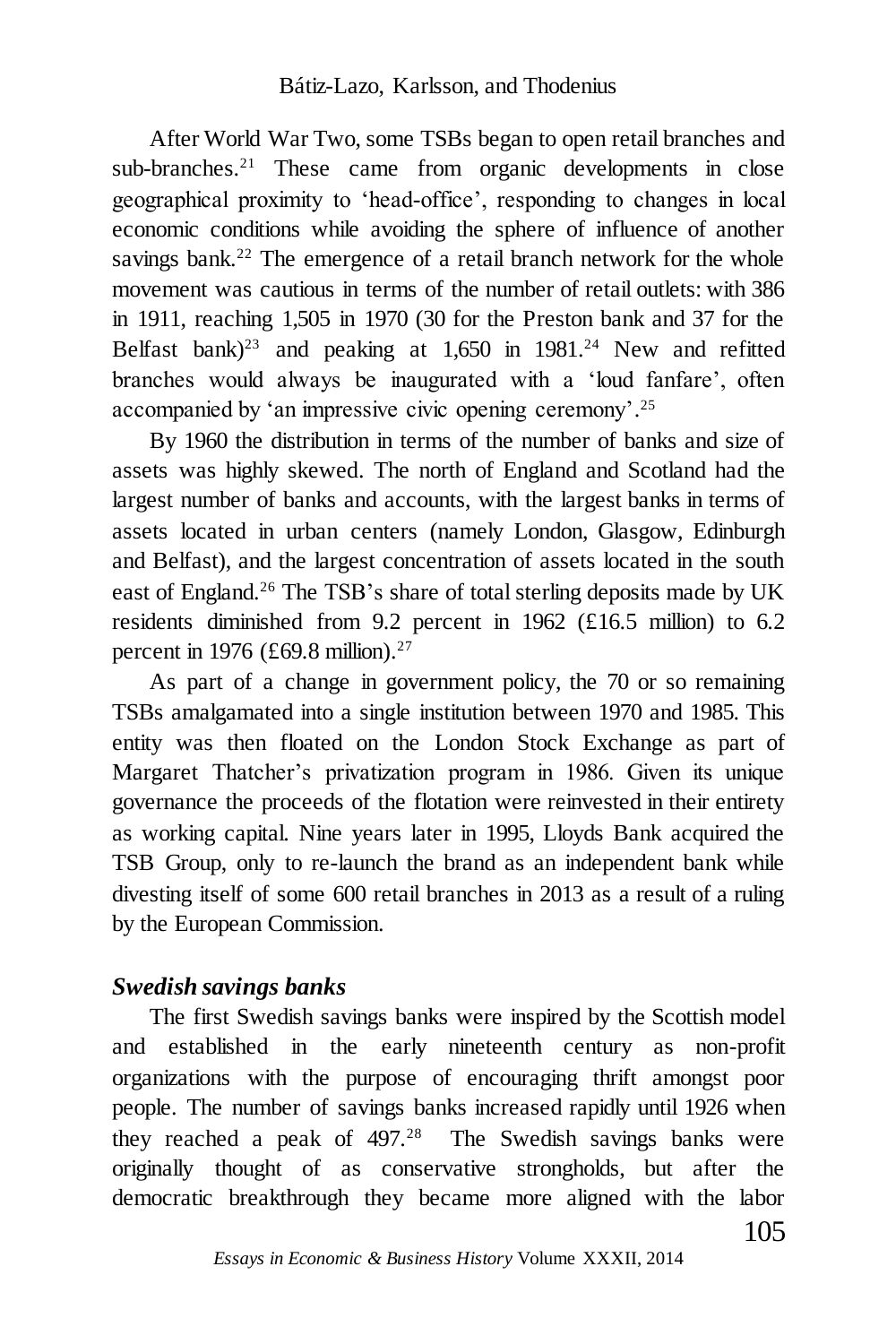After World War Two, some TSBs began to open retail branches and sub-branches.[21] These came from organic developments in close geographical proximity to 'head-office', responding to changes in local economic conditions while avoiding the sphere of influence of another savings bank.[22] The emergence of a retail branch network for the whole movement was cautious in terms of the number of retail outlets: with 386 in 1911, reaching 1,505 in 1970 (30 for the Preston bank and 37 for the Belfast bank)[23] and peaking at 1,650 in 1981.[24] New and refitted branches would always be inaugurated with a 'loud fanfare', often accompanied by 'an impressive civic opening ceremony'.[25]

By 1960 the distribution in terms of the number of banks and size of assets was highly skewed. The north of England and Scotland had the largest number of banks and accounts, with the largest banks in terms of assets located in urban centers (namely London, Glasgow, Edinburgh and Belfast), and the largest concentration of assets located in the south east of England.[26] The TSB's share of total sterling deposits made by UK residents diminished from 9.2 percent in 1962 (£16.5 million) to 6.2 percent in 1976 (£69.8 million).[27]

As part of a change in government policy, the 70 or so remaining TSBs amalgamated into a single institution between 1970 and 1985. This entity was then floated on the London Stock Exchange as part of Margaret Thatcher's privatization program in 1986. Given its unique governance the proceeds of the flotation were reinvested in their entirety as working capital. Nine years later in 1995, Lloyds Bank acquired the TSB Group, only to re-launch the brand as an independent bank while divesting itself of some 600 retail branches in 2013 as a result of a ruling by the European Commission.

### *Swedish savings banks*

The first Swedish savings banks were inspired by the Scottish model and established in the early nineteenth century as non-profit organizations with the purpose of encouraging thrift amongst poor people. The number of savings banks increased rapidly until 1926 when they reached a peak of 497.[28] The Swedish savings banks were originally thought of as conservative strongholds, but after the democratic breakthrough they became more aligned with the labor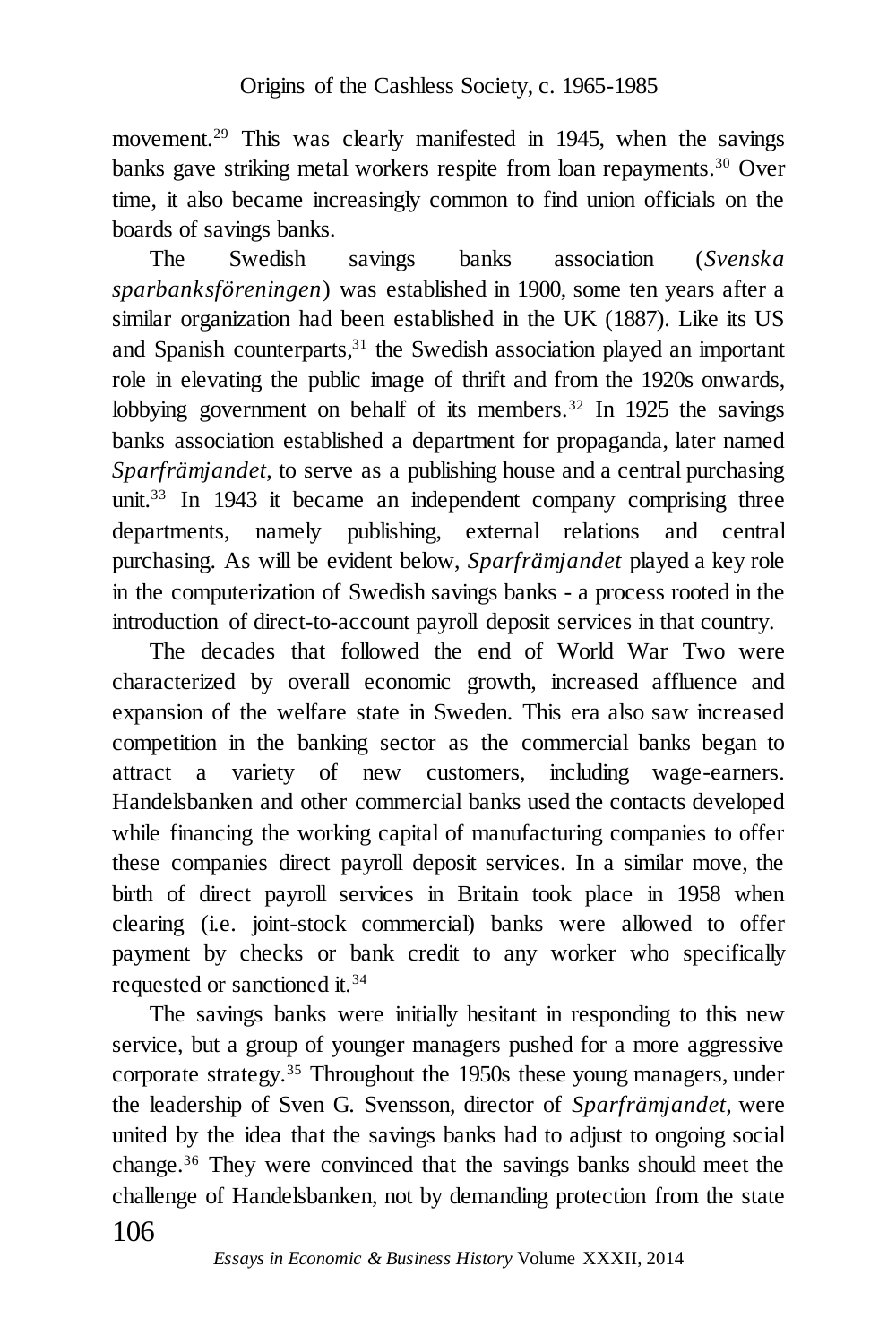movement.[29] This was clearly manifested in 1945, when the savings banks gave striking metal workers respite from loan repayments.[30] Over time, it also became increasingly common to find union officials on the boards of savings banks.

The Swedish savings banks association (*Svenska sparbanksföreningen*) was established in 1900, some ten years after a similar organization had been established in the UK (1887). Like its US and Spanish counterparts,[31] the Swedish association played an important role in elevating the public image of thrift and from the 1920s onwards, lobbying government on behalf of its members.[32] In 1925 the savings banks association established a department for propaganda, later named *Sparfrämjandet*, to serve as a publishing house and a central purchasing unit.[33] In 1943 it became an independent company comprising three departments, namely publishing, external relations and central purchasing. As will be evident below, *Sparfrämjandet* played a key role in the computerization of Swedish savings banks - a process rooted in the introduction of direct-to-account payroll deposit services in that country.

The decades that followed the end of World War Two were characterized by overall economic growth, increased affluence and expansion of the welfare state in Sweden. This era also saw increased competition in the banking sector as the commercial banks began to attract a variety of new customers, including wage-earners. Handelsbanken and other commercial banks used the contacts developed while financing the working capital of manufacturing companies to offer these companies direct payroll deposit services. In a similar move, the birth of direct payroll services in Britain took place in 1958 when clearing (i.e. joint-stock commercial) banks were allowed to offer payment by checks or bank credit to any worker who specifically requested or sanctioned it.[34]

The savings banks were initially hesitant in responding to this new service, but a group of younger managers pushed for a more aggressive corporate strategy.[35] Throughout the 1950s these young managers, under the leadership of Sven G. Svensson, director of *Sparfrämjandet*, were united by the idea that the savings banks had to adjust to ongoing social change.[36] They were convinced that the savings banks should meet the challenge of Handelsbanken, not by demanding protection from the state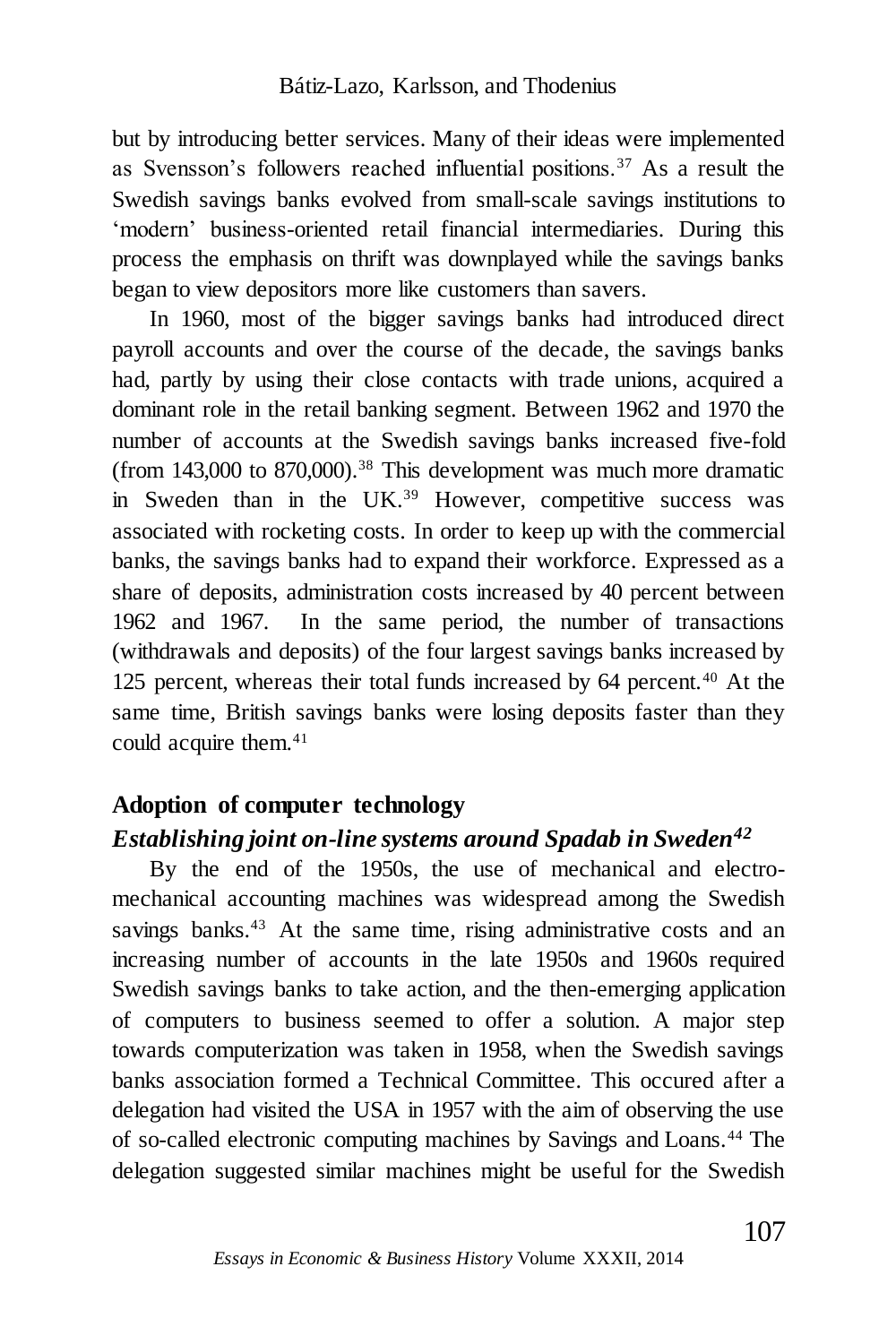but by introducing better services. Many of their ideas were implemented as Svensson's followers reached influential positions.[37] As a result the Swedish savings banks evolved from small-scale savings institutions to 'modern' business-oriented retail financial intermediaries. During this process the emphasis on thrift was downplayed while the savings banks began to view depositors more like customers than savers.

In 1960, most of the bigger savings banks had introduced direct payroll accounts and over the course of the decade, the savings banks had, partly by using their close contacts with trade unions, acquired a dominant role in the retail banking segment. Between 1962 and 1970 the number of accounts at the Swedish savings banks increased five-fold (from 143,000 to 870,000).[38] This development was much more dramatic in Sweden than in the UK.[39] However, competitive success was associated with rocketing costs. In order to keep up with the commercial banks, the savings banks had to expand their workforce. Expressed as a share of deposits, administration costs increased by 40 percent between 1962 and 1967. In the same period, the number of transactions (withdrawals and deposits) of the four largest savings banks increased by 125 percent, whereas their total funds increased by 64 percent.[40] At the same time, British savings banks were losing deposits faster than they could acquire them.[41]

## Adoption of computer technology

### *Establishing joint on-line systems around Spadab in Sweden*[42]

By the end of the 1950s, the use of mechanical and electro-mechanical accounting machines was widespread among the Swedish savings banks.[43] At the same time, rising administrative costs and an increasing number of accounts in the late 1950s and 1960s required Swedish savings banks to take action, and the then-emerging application of computers to business seemed to offer a solution. A major step towards computerization was taken in 1958, when the Swedish savings banks association formed a Technical Committee. This occured after a delegation had visited the USA in 1957 with the aim of observing the use of so-called electronic computing machines by Savings and Loans.[44] The delegation suggested similar machines might be useful for the Swedish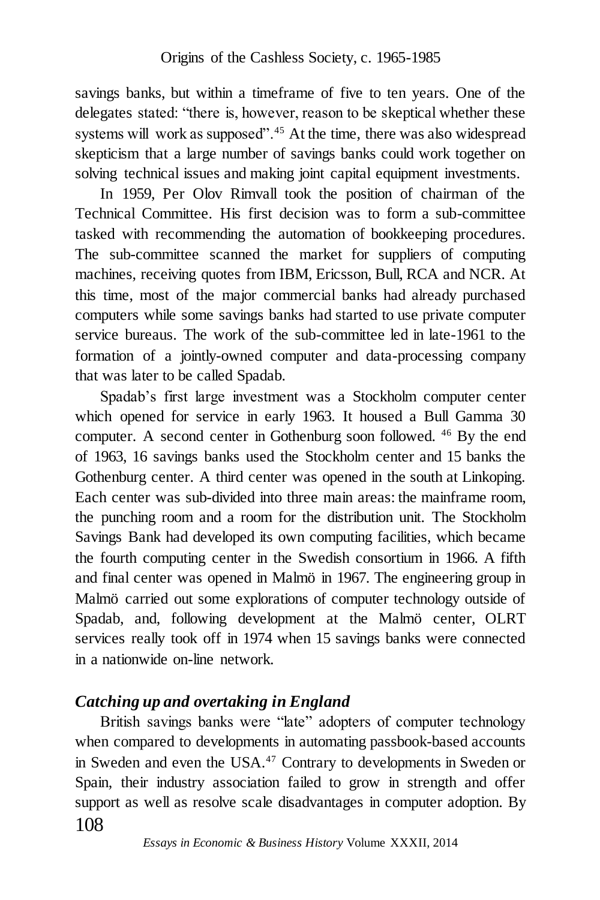savings banks, but within a timeframe of five to ten years. One of the delegates stated: "there is, however, reason to be skeptical whether these systems will work as supposed".[45] At the time, there was also widespread skepticism that a large number of savings banks could work together on solving technical issues and making joint capital equipment investments.

In 1959, Per Olov Rimvall took the position of chairman of the Technical Committee. His first decision was to form a sub-committee tasked with recommending the automation of bookkeeping procedures. The sub-committee scanned the market for suppliers of computing machines, receiving quotes from IBM, Ericsson, Bull, RCA and NCR. At this time, most of the major commercial banks had already purchased computers while some savings banks had started to use private computer service bureaus. The work of the sub-committee led in late-1961 to the formation of a jointly-owned computer and data-processing company that was later to be called Spadab.

Spadab's first large investment was a Stockholm computer center which opened for service in early 1963. It housed a Bull Gamma 30 computer. A second center in Gothenburg soon followed. [46] By the end of 1963, 16 savings banks used the Stockholm center and 15 banks the Gothenburg center. A third center was opened in the south at Linkoping. Each center was sub-divided into three main areas: the mainframe room, the punching room and a room for the distribution unit. The Stockholm Savings Bank had developed its own computing facilities, which became the fourth computing center in the Swedish consortium in 1966. A fifth and final center was opened in Malmö in 1967. The engineering group in Malmö carried out some explorations of computer technology outside of Spadab, and, following development at the Malmö center, OLRT services really took off in 1974 when 15 savings banks were connected in a nationwide on-line network.

### *Catching up and overtaking in England*

British savings banks were "late" adopters of computer technology when compared to developments in automating passbook-based accounts in Sweden and even the USA.[47] Contrary to developments in Sweden or Spain, their industry association failed to grow in strength and offer support as well as resolve scale disadvantages in computer adoption. By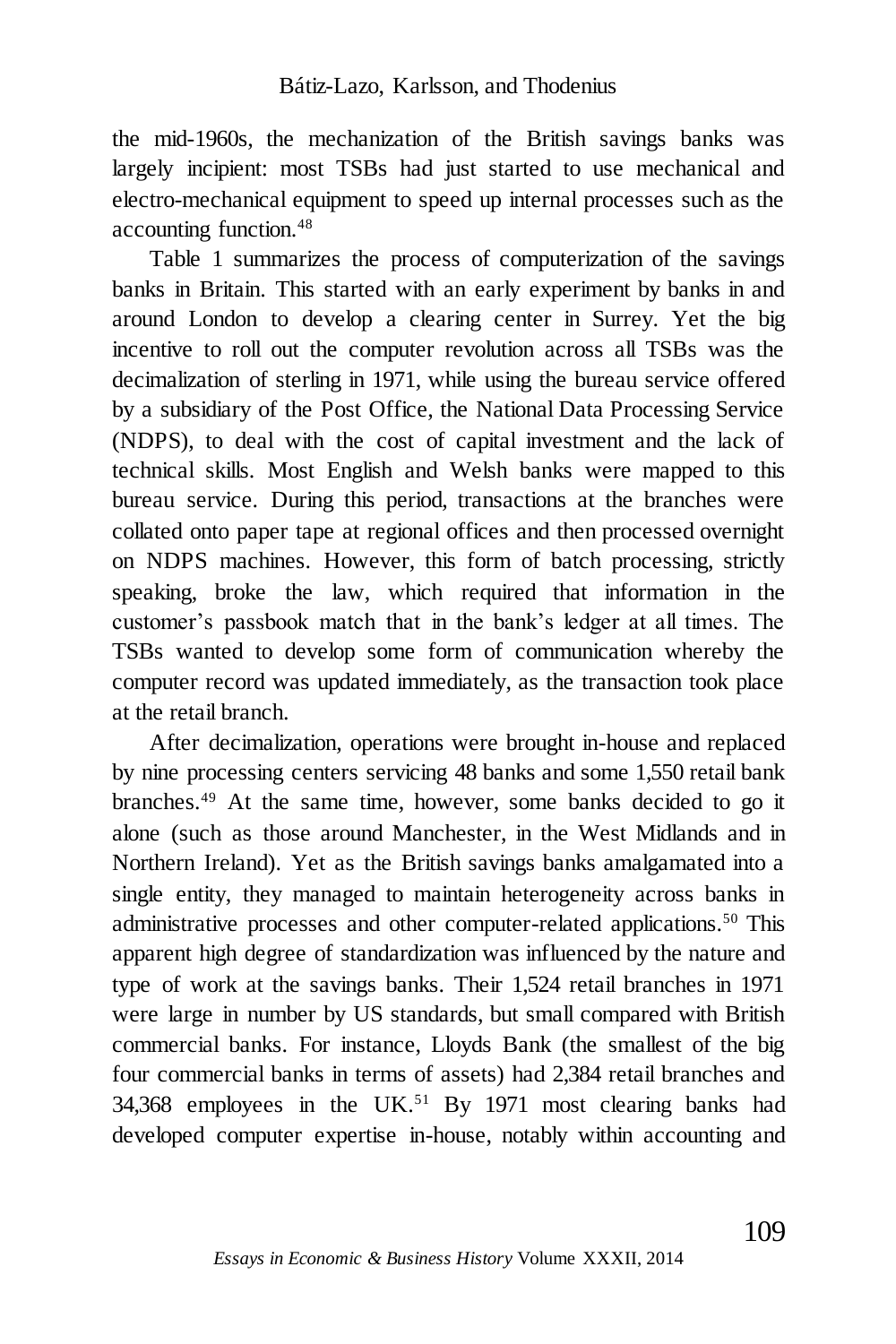the mid-1960s, the mechanization of the British savings banks was largely incipient: most TSBs had just started to use mechanical and electro-mechanical equipment to speed up internal processes such as the accounting function.[48]

Table 1 summarizes the process of computerization of the savings banks in Britain. This started with an early experiment by banks in and around London to develop a clearing center in Surrey. Yet the big incentive to roll out the computer revolution across all TSBs was the decimalization of sterling in 1971, while using the bureau service offered by a subsidiary of the Post Office, the National Data Processing Service (NDPS), to deal with the cost of capital investment and the lack of technical skills. Most English and Welsh banks were mapped to this bureau service. During this period, transactions at the branches were collated onto paper tape at regional offices and then processed overnight on NDPS machines. However, this form of batch processing, strictly speaking, broke the law, which required that information in the customer's passbook match that in the bank's ledger at all times. The TSBs wanted to develop some form of communication whereby the computer record was updated immediately, as the transaction took place at the retail branch.

After decimalization, operations were brought in-house and replaced by nine processing centers servicing 48 banks and some 1,550 retail bank branches.[49] At the same time, however, some banks decided to go it alone (such as those around Manchester, in the West Midlands and in Northern Ireland). Yet as the British savings banks amalgamated into a single entity, they managed to maintain heterogeneity across banks in administrative processes and other computer-related applications.[50] This apparent high degree of standardization was influenced by the nature and type of work at the savings banks. Their 1,524 retail branches in 1971 were large in number by US standards, but small compared with British commercial banks. For instance, Lloyds Bank (the smallest of the big four commercial banks in terms of assets) had 2,384 retail branches and 34,368 employees in the UK.[51] By 1971 most clearing banks had developed computer expertise in-house, notably within accounting and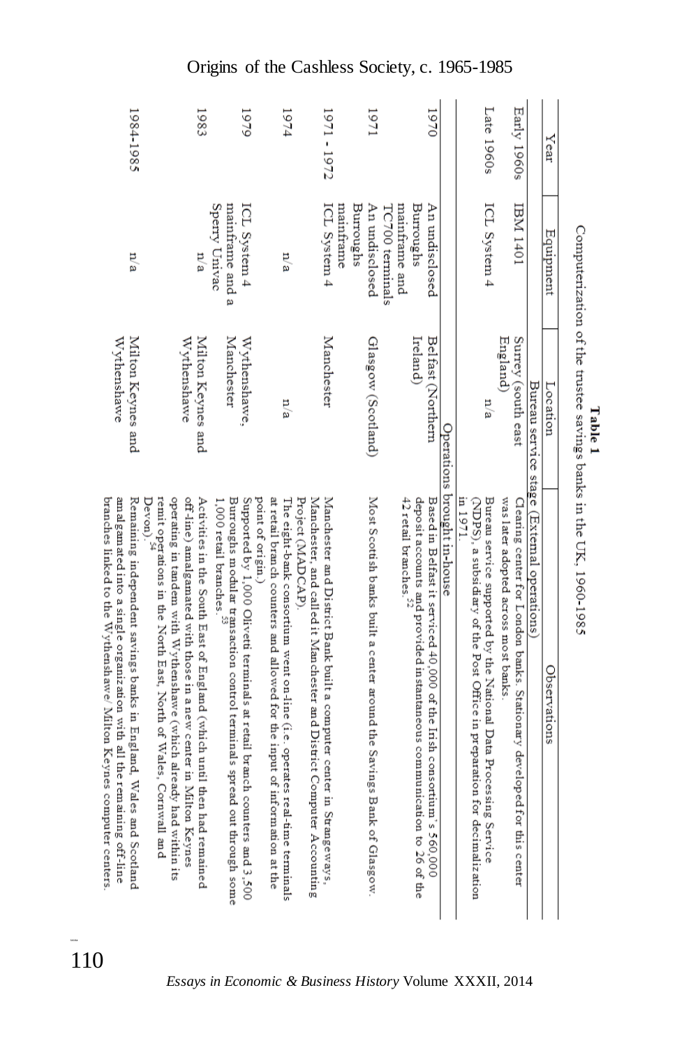**Table 1**

Computerization of the trustee savings banks in the UK, 1960-1985

| Year | Equipment | Location | Observations |
|---|---|---|---|
| Bureau service stage (External operations) | | | |
| Early 1960s | IBM 1401 | Surrey (south east England) | Clearing center for London banks. Stationary developed for this center was later adopted across most banks. |
| Late 1960s | ICL System 4 | n/a | Bureau service supported by the National Data Processing Service (NDPS), a subsidiary of the Post Office in preparation for decimalization in 1971. |
| Operations brought in-house | | | |
| 1970 | An undisclosed Burroughs mainframe and TC700 terminals | Belfast (Northern Ireland) | Based in Belfast it serviced 40,000 of the Irish consortium's 560,000 deposit accounts and provided instantaneous communication to 26 of the 42 retail branches.[52] |
| 1971 | An undisclosed Burroughs mainframe | Glasgow (Scotland) | Most Scottish banks built a center around the Savings Bank of Glasgow. |
| 1971 - 1972 | ICL System 4 | Manchester | Manchester and District Bank built a computer center in Strangeways, Manchester, and called it Manchester and District Computer Accounting Project (MADCAP). |
| 1974 | n/a | n/a | The eight-bank consortium went on-line (i.e. operates real-time terminals at retail branch counters and allowed for the input of information at the point of origin.) |
| 1979 | ICL System 4 mainframe and a Sperry Univac | Wythenshawe, Manchester | Supported by 1,000 Olivetti terminals at retail branch counters and 3,500 Burroughs modular transaction control terminals spread out through some 1,000 retail branches.[53] |
| 1983 | n/a | Milton Keynes and Wythenshawe | Activities in the South East of England (which until then had remained off-line) amalgamated with those in a new center in Milton Keynes operating in tandem with Wythenshawe (which already had within its remit operations in the North East, North of Wales, Cornwall and Devon).[54] |
| 1984-1985 | n/a | Milton Keynes and Wythenshawe | Remaining independent savings banks in England, Wales and Scotland amalgamated into a single organization with all the remaining off-line branches linked to the Wythenshawe/Milton Keynes computer centers. |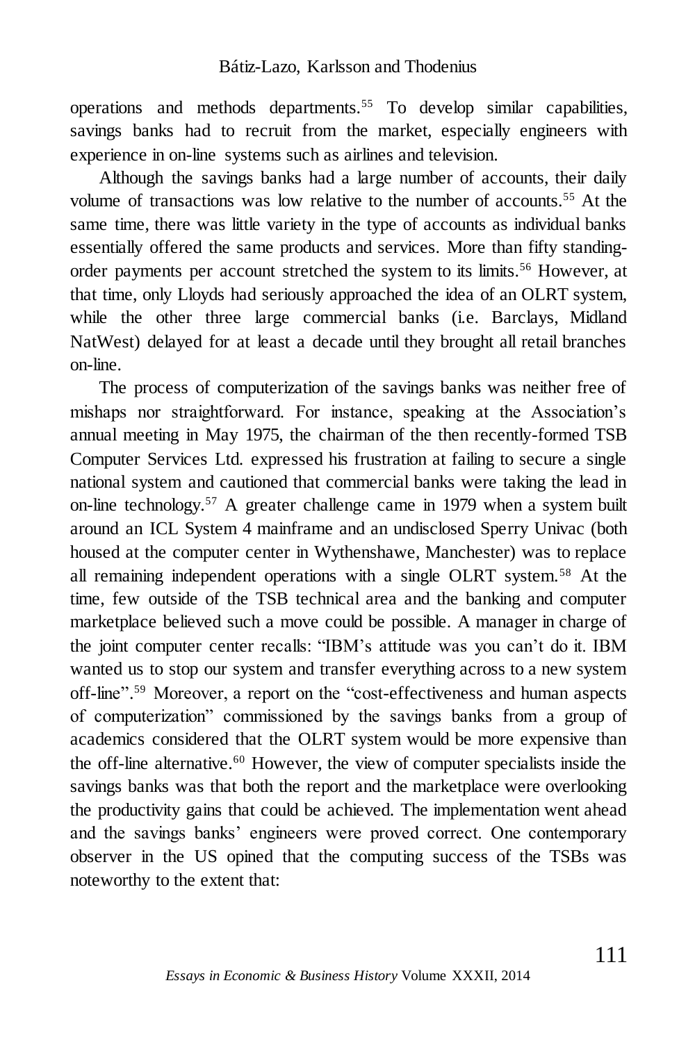operations and methods departments.[55] To develop similar capabilities, savings banks had to recruit from the market, especially engineers with experience in on-line systems such as airlines and television.

Although the savings banks had a large number of accounts, their daily volume of transactions was low relative to the number of accounts.[55] At the same time, there was little variety in the type of accounts as individual banks essentially offered the same products and services. More than fifty standing-order payments per account stretched the system to its limits.[56] However, at that time, only Lloyds had seriously approached the idea of an OLRT system, while the other three large commercial banks (i.e. Barclays, Midland NatWest) delayed for at least a decade until they brought all retail branches on-line.

The process of computerization of the savings banks was neither free of mishaps nor straightforward. For instance, speaking at the Association's annual meeting in May 1975, the chairman of the then recently-formed TSB Computer Services Ltd. expressed his frustration at failing to secure a single national system and cautioned that commercial banks were taking the lead in on-line technology.[57] A greater challenge came in 1979 when a system built around an ICL System 4 mainframe and an undisclosed Sperry Univac (both housed at the computer center in Wythenshawe, Manchester) was to replace all remaining independent operations with a single OLRT system.[58] At the time, few outside of the TSB technical area and the banking and computer marketplace believed such a move could be possible. A manager in charge of the joint computer center recalls: "IBM's attitude was you can't do it. IBM wanted us to stop our system and transfer everything across to a new system off-line".[59] Moreover, a report on the "cost-effectiveness and human aspects of computerization" commissioned by the savings banks from a group of academics considered that the OLRT system would be more expensive than the off-line alternative.[60] However, the view of computer specialists inside the savings banks was that both the report and the marketplace were overlooking the productivity gains that could be achieved. The implementation went ahead and the savings banks' engineers were proved correct. One contemporary observer in the US opined that the computing success of the TSBs was noteworthy to the extent that: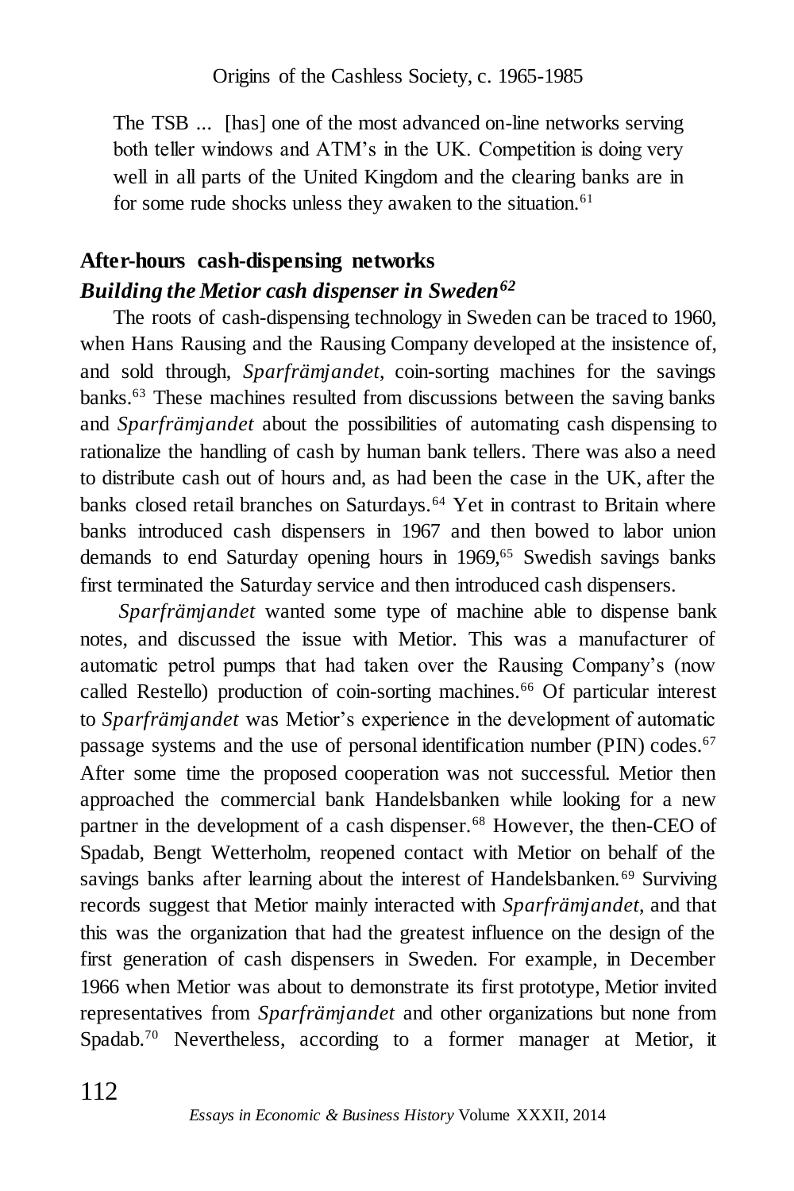The TSB ... [has] one of the most advanced on-line networks serving both teller windows and ATM's in the UK. Competition is doing very well in all parts of the United Kingdom and the clearing banks are in for some rude shocks unless they awaken to the situation.[61]

## After-hours cash-dispensing networks

### *Building the Metior cash dispenser in Sweden*[62]

The roots of cash-dispensing technology in Sweden can be traced to 1960, when Hans Rausing and the Rausing Company developed at the insistence of, and sold through, *Sparfrämjandet*, coin-sorting machines for the savings banks.[63] These machines resulted from discussions between the saving banks and *Sparfrämjandet* about the possibilities of automating cash dispensing to rationalize the handling of cash by human bank tellers. There was also a need to distribute cash out of hours and, as had been the case in the UK, after the banks closed retail branches on Saturdays.[64] Yet in contrast to Britain where banks introduced cash dispensers in 1967 and then bowed to labor union demands to end Saturday opening hours in 1969,[65] Swedish savings banks first terminated the Saturday service and then introduced cash dispensers.

*Sparfrämjandet* wanted some type of machine able to dispense bank notes, and discussed the issue with Metior. This was a manufacturer of automatic petrol pumps that had taken over the Rausing Company's (now called Restello) production of coin-sorting machines.[66] Of particular interest to *Sparfrämjandet* was Metior's experience in the development of automatic passage systems and the use of personal identification number (PIN) codes.[67] After some time the proposed cooperation was not successful. Metior then approached the commercial bank Handelsbanken while looking for a new partner in the development of a cash dispenser.[68] However, the then-CEO of Spadab, Bengt Wetterholm, reopened contact with Metior on behalf of the savings banks after learning about the interest of Handelsbanken.[69] Surviving records suggest that Metior mainly interacted with *Sparfrämjandet*, and that this was the organization that had the greatest influence on the design of the first generation of cash dispensers in Sweden. For example, in December 1966 when Metior was about to demonstrate its first prototype, Metior invited representatives from *Sparfrämjandet* and other organizations but none from Spadab.[70] Nevertheless, according to a former manager at Metior, it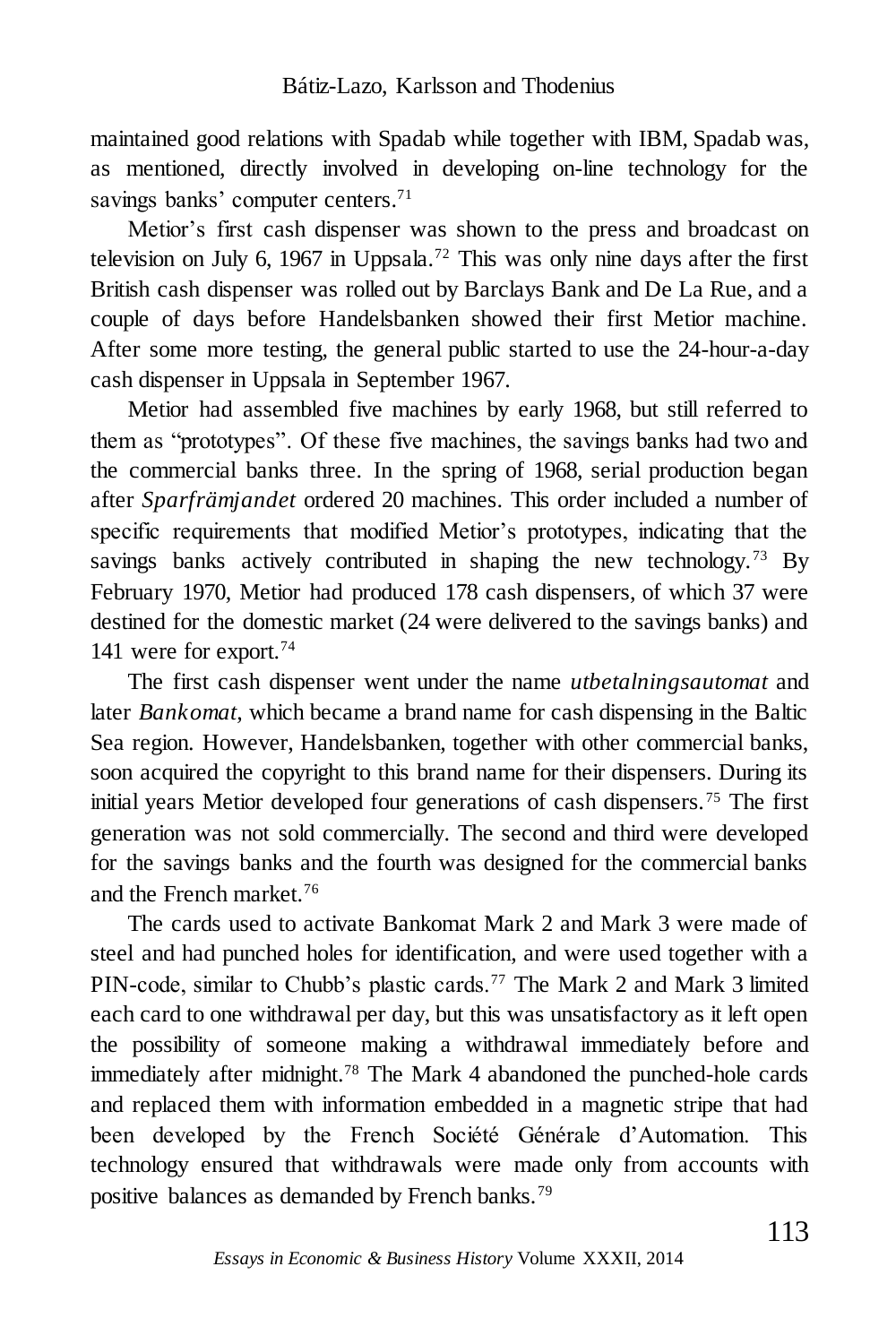maintained good relations with Spadab while together with IBM, Spadab was, as mentioned, directly involved in developing on-line technology for the savings banks' computer centers.[71]

Metior's first cash dispenser was shown to the press and broadcast on television on July 6, 1967 in Uppsala.[72] This was only nine days after the first British cash dispenser was rolled out by Barclays Bank and De La Rue, and a couple of days before Handelsbanken showed their first Metior machine. After some more testing, the general public started to use the 24-hour-a-day cash dispenser in Uppsala in September 1967.

Metior had assembled five machines by early 1968, but still referred to them as "prototypes". Of these five machines, the savings banks had two and the commercial banks three. In the spring of 1968, serial production began after *Sparfrämjandet* ordered 20 machines. This order included a number of specific requirements that modified Metior's prototypes, indicating that the savings banks actively contributed in shaping the new technology.[73] By February 1970, Metior had produced 178 cash dispensers, of which 37 were destined for the domestic market (24 were delivered to the savings banks) and 141 were for export.[74]

The first cash dispenser went under the name *utbetalningsautomat* and later *Bankomat*, which became a brand name for cash dispensing in the Baltic Sea region. However, Handelsbanken, together with other commercial banks, soon acquired the copyright to this brand name for their dispensers. During its initial years Metior developed four generations of cash dispensers.[75] The first generation was not sold commercially. The second and third were developed for the savings banks and the fourth was designed for the commercial banks and the French market.[76]

The cards used to activate Bankomat Mark 2 and Mark 3 were made of steel and had punched holes for identification, and were used together with a PIN-code, similar to Chubb's plastic cards.[77] The Mark 2 and Mark 3 limited each card to one withdrawal per day, but this was unsatisfactory as it left open the possibility of someone making a withdrawal immediately before and immediately after midnight.[78] The Mark 4 abandoned the punched-hole cards and replaced them with information embedded in a magnetic stripe that had been developed by the French Société Générale d'Automation. This technology ensured that withdrawals were made only from accounts with positive balances as demanded by French banks.[79]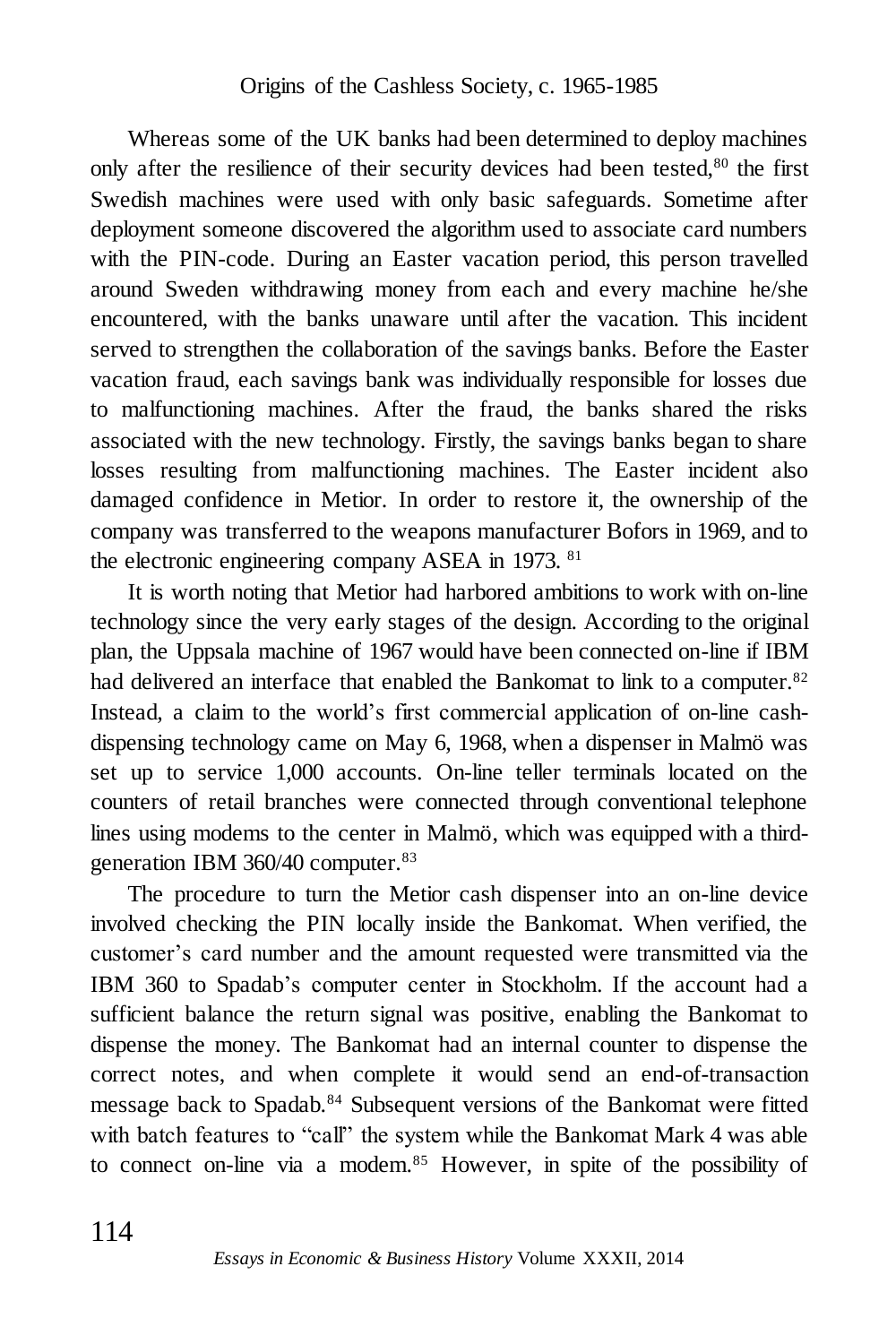Whereas some of the UK banks had been determined to deploy machines only after the resilience of their security devices had been tested,[80] the first Swedish machines were used with only basic safeguards. Sometime after deployment someone discovered the algorithm used to associate card numbers with the PIN-code. During an Easter vacation period, this person travelled around Sweden withdrawing money from each and every machine he/she encountered, with the banks unaware until after the vacation. This incident served to strengthen the collaboration of the savings banks. Before the Easter vacation fraud, each savings bank was individually responsible for losses due to malfunctioning machines. After the fraud, the banks shared the risks associated with the new technology. Firstly, the savings banks began to share losses resulting from malfunctioning machines. The Easter incident also damaged confidence in Metior. In order to restore it, the ownership of the company was transferred to the weapons manufacturer Bofors in 1969, and to the electronic engineering company ASEA in 1973. [81]

It is worth noting that Metior had harbored ambitions to work with on-line technology since the very early stages of the design. According to the original plan, the Uppsala machine of 1967 would have been connected on-line if IBM had delivered an interface that enabled the Bankomat to link to a computer.[82] Instead, a claim to the world's first commercial application of on-line cash-dispensing technology came on May 6, 1968, when a dispenser in Malmö was set up to service 1,000 accounts. On-line teller terminals located on the counters of retail branches were connected through conventional telephone lines using modems to the center in Malmö, which was equipped with a third-generation IBM 360/40 computer.[83]

The procedure to turn the Metior cash dispenser into an on-line device involved checking the PIN locally inside the Bankomat. When verified, the customer's card number and the amount requested were transmitted via the IBM 360 to Spadab's computer center in Stockholm. If the account had a sufficient balance the return signal was positive, enabling the Bankomat to dispense the money. The Bankomat had an internal counter to dispense the correct notes, and when complete it would send an end-of-transaction message back to Spadab.[84] Subsequent versions of the Bankomat were fitted with batch features to "call" the system while the Bankomat Mark 4 was able to connect on-line via a modem.[85] However, in spite of the possibility of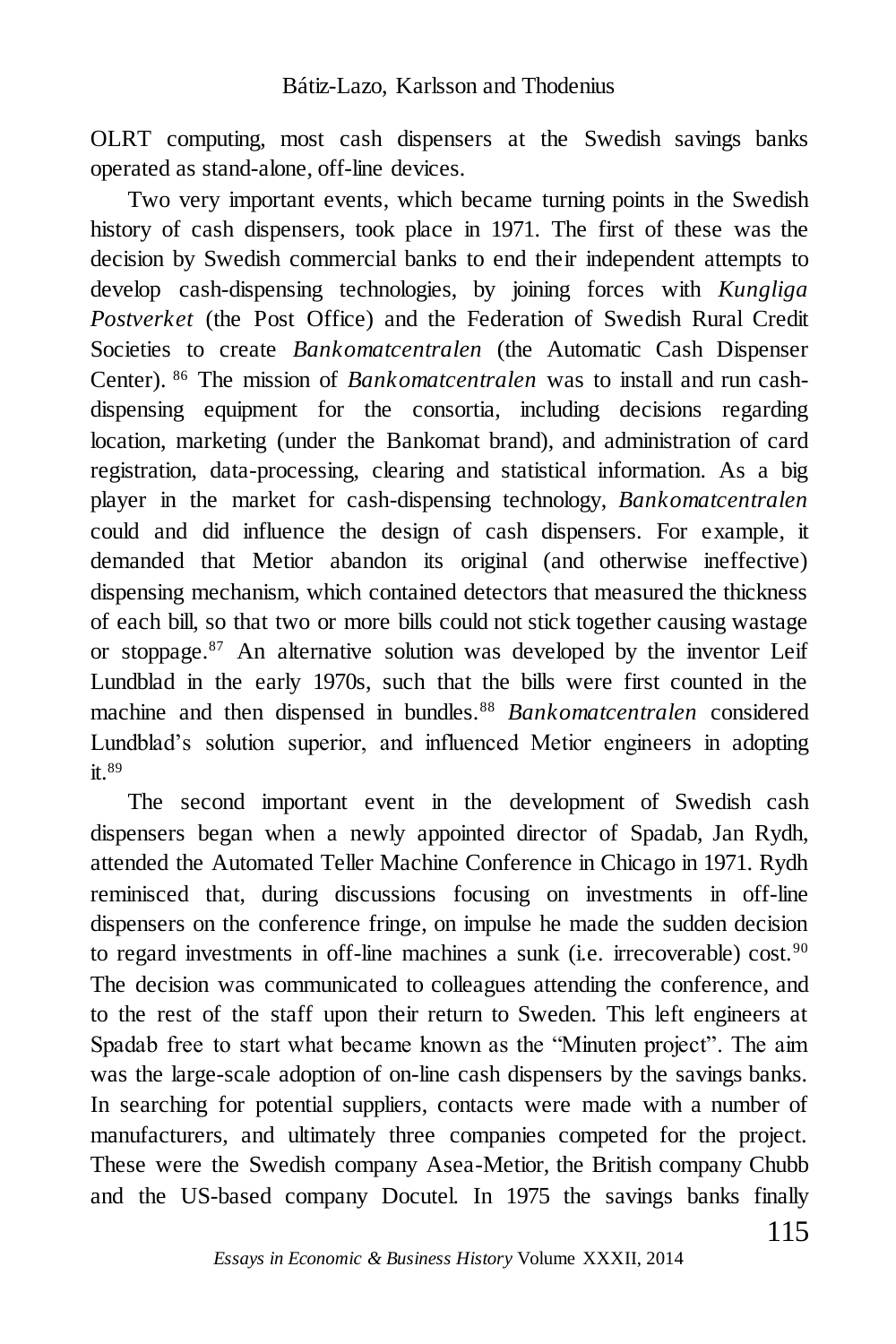OLRT computing, most cash dispensers at the Swedish savings banks operated as stand-alone, off-line devices.

Two very important events, which became turning points in the Swedish history of cash dispensers, took place in 1971. The first of these was the decision by Swedish commercial banks to end their independent attempts to develop cash-dispensing technologies, by joining forces with *Kungliga Postverket* (the Post Office) and the Federation of Swedish Rural Credit Societies to create *Bankomatcentralen* (the Automatic Cash Dispenser Center). [86] The mission of *Bankomatcentralen* was to install and run cash-dispensing equipment for the consortia, including decisions regarding location, marketing (under the Bankomat brand), and administration of card registration, data-processing, clearing and statistical information. As a big player in the market for cash-dispensing technology, *Bankomatcentralen* could and did influence the design of cash dispensers. For example, it demanded that Metior abandon its original (and otherwise ineffective) dispensing mechanism, which contained detectors that measured the thickness of each bill, so that two or more bills could not stick together causing wastage or stoppage.[87] An alternative solution was developed by the inventor Leif Lundblad in the early 1970s, such that the bills were first counted in the machine and then dispensed in bundles.[88] *Bankomatcentralen* considered Lundblad's solution superior, and influenced Metior engineers in adopting it.[89]

The second important event in the development of Swedish cash dispensers began when a newly appointed director of Spadab, Jan Rydh, attended the Automated Teller Machine Conference in Chicago in 1971. Rydh reminisced that, during discussions focusing on investments in off-line dispensers on the conference fringe, on impulse he made the sudden decision to regard investments in off-line machines a sunk (i.e. irrecoverable) cost.[90] The decision was communicated to colleagues attending the conference, and to the rest of the staff upon their return to Sweden. This left engineers at Spadab free to start what became known as the "Minuten project". The aim was the large-scale adoption of on-line cash dispensers by the savings banks. In searching for potential suppliers, contacts were made with a number of manufacturers, and ultimately three companies competed for the project. These were the Swedish company Asea-Metior, the British company Chubb and the US-based company Docutel. In 1975 the savings banks finally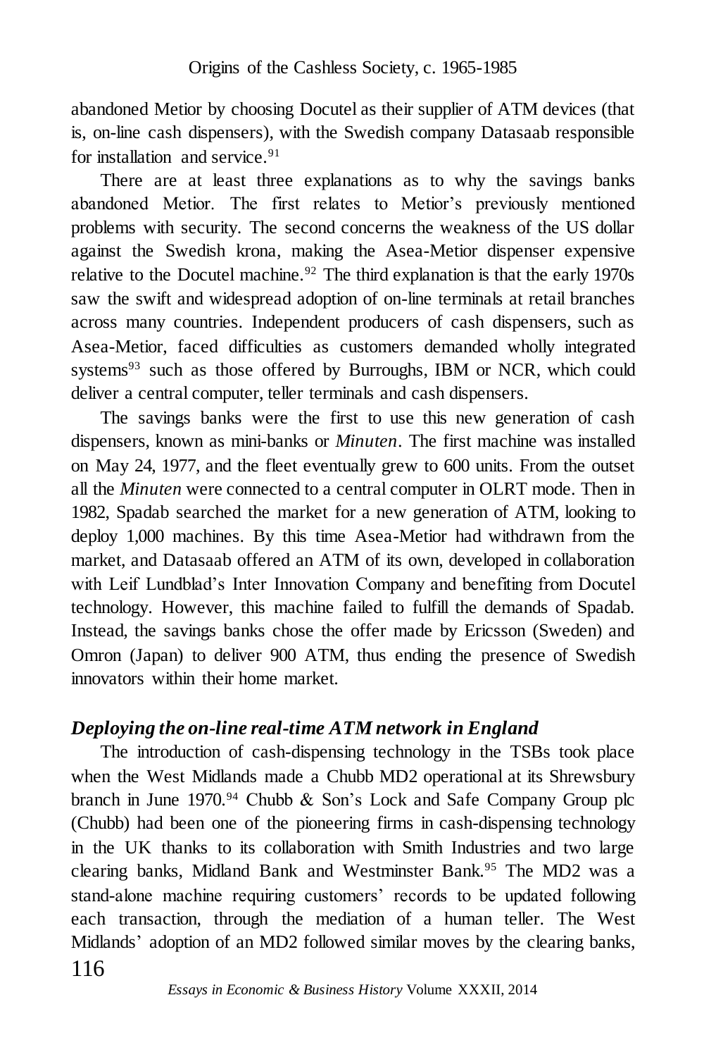abandoned Metior by choosing Docutel as their supplier of ATM devices (that is, on-line cash dispensers), with the Swedish company Datasaab responsible for installation and service.[91]

There are at least three explanations as to why the savings banks abandoned Metior. The first relates to Metior's previously mentioned problems with security. The second concerns the weakness of the US dollar against the Swedish krona, making the Asea-Metior dispenser expensive relative to the Docutel machine.[92] The third explanation is that the early 1970s saw the swift and widespread adoption of on-line terminals at retail branches across many countries. Independent producers of cash dispensers, such as Asea-Metior, faced difficulties as customers demanded wholly integrated systems[93] such as those offered by Burroughs, IBM or NCR, which could deliver a central computer, teller terminals and cash dispensers.

The savings banks were the first to use this new generation of cash dispensers, known as mini-banks or *Minuten*. The first machine was installed on May 24, 1977, and the fleet eventually grew to 600 units. From the outset all the *Minuten* were connected to a central computer in OLRT mode. Then in 1982, Spadab searched the market for a new generation of ATM, looking to deploy 1,000 machines. By this time Asea-Metior had withdrawn from the market, and Datasaab offered an ATM of its own, developed in collaboration with Leif Lundblad's Inter Innovation Company and benefiting from Docutel technology. However, this machine failed to fulfill the demands of Spadab. Instead, the savings banks chose the offer made by Ericsson (Sweden) and Omron (Japan) to deliver 900 ATM, thus ending the presence of Swedish innovators within their home market.

### *Deploying the on-line real-time ATM network in England*

The introduction of cash-dispensing technology in the TSBs took place when the West Midlands made a Chubb MD2 operational at its Shrewsbury branch in June 1970.[94] Chubb & Son's Lock and Safe Company Group plc (Chubb) had been one of the pioneering firms in cash-dispensing technology in the UK thanks to its collaboration with Smith Industries and two large clearing banks, Midland Bank and Westminster Bank.[95] The MD2 was a stand-alone machine requiring customers' records to be updated following each transaction, through the mediation of a human teller. The West Midlands' adoption of an MD2 followed similar moves by the clearing banks,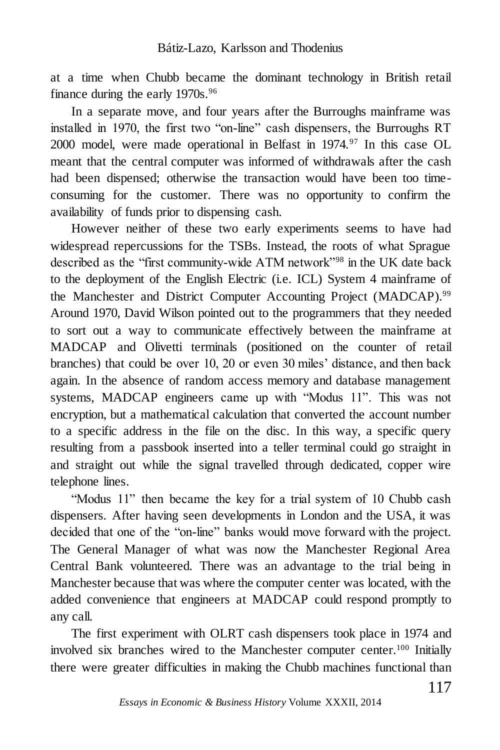at a time when Chubb became the dominant technology in British retail finance during the early 1970s.[96]

In a separate move, and four years after the Burroughs mainframe was installed in 1970, the first two "on-line" cash dispensers, the Burroughs RT 2000 model, were made operational in Belfast in 1974.[97] In this case OL meant that the central computer was informed of withdrawals after the cash had been dispensed; otherwise the transaction would have been too time-consuming for the customer. There was no opportunity to confirm the availability of funds prior to dispensing cash.

However neither of these two early experiments seems to have had widespread repercussions for the TSBs. Instead, the roots of what Sprague described as the "first community-wide ATM network"[98] in the UK date back to the deployment of the English Electric (i.e. ICL) System 4 mainframe of the Manchester and District Computer Accounting Project (MADCAP).[99] Around 1970, David Wilson pointed out to the programmers that they needed to sort out a way to communicate effectively between the mainframe at MADCAP and Olivetti terminals (positioned on the counter of retail branches) that could be over 10, 20 or even 30 miles' distance, and then back again. In the absence of random access memory and database management systems, MADCAP engineers came up with "Modus 11". This was not encryption, but a mathematical calculation that converted the account number to a specific address in the file on the disc. In this way, a specific query resulting from a passbook inserted into a teller terminal could go straight in and straight out while the signal travelled through dedicated, copper wire telephone lines.

"Modus 11" then became the key for a trial system of 10 Chubb cash dispensers. After having seen developments in London and the USA, it was decided that one of the "on-line" banks would move forward with the project. The General Manager of what was now the Manchester Regional Area Central Bank volunteered. There was an advantage to the trial being in Manchester because that was where the computer center was located, with the added convenience that engineers at MADCAP could respond promptly to any call.

The first experiment with OLRT cash dispensers took place in 1974 and involved six branches wired to the Manchester computer center.[100] Initially there were greater difficulties in making the Chubb machines functional than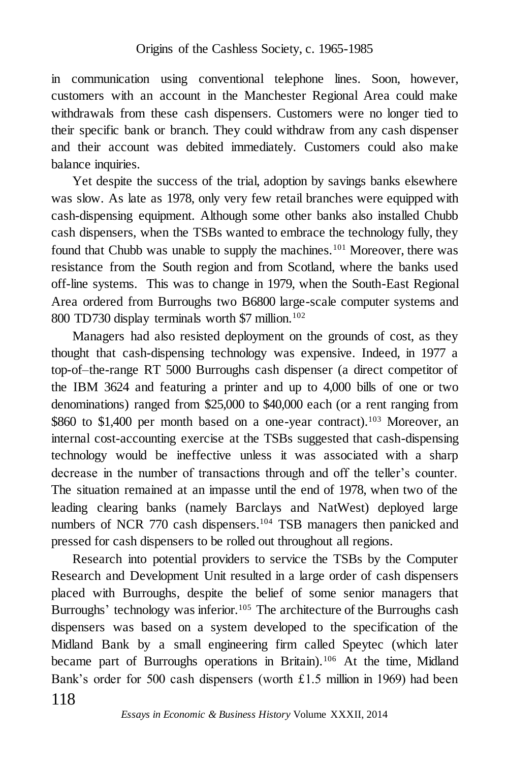in communication using conventional telephone lines. Soon, however, customers with an account in the Manchester Regional Area could make withdrawals from these cash dispensers. Customers were no longer tied to their specific bank or branch. They could withdraw from any cash dispenser and their account was debited immediately. Customers could also make balance inquiries.

Yet despite the success of the trial, adoption by savings banks elsewhere was slow. As late as 1978, only very few retail branches were equipped with cash-dispensing equipment. Although some other banks also installed Chubb cash dispensers, when the TSBs wanted to embrace the technology fully, they found that Chubb was unable to supply the machines.[101] Moreover, there was resistance from the South region and from Scotland, where the banks used off-line systems. This was to change in 1979, when the South-East Regional Area ordered from Burroughs two B6800 large-scale computer systems and 800 TD730 display terminals worth $7 million.[102]

Managers had also resisted deployment on the grounds of cost, as they thought that cash-dispensing technology was expensive. Indeed, in 1977 a top-of–the-range RT 5000 Burroughs cash dispenser (a direct competitor of the IBM 3624 and featuring a printer and up to 4,000 bills of one or two denominations) ranged from $25,000 to $40,000 each (or a rent ranging from $860 to $1,400 per month based on a one-year contract).[103] Moreover, an internal cost-accounting exercise at the TSBs suggested that cash-dispensing technology would be ineffective unless it was associated with a sharp decrease in the number of transactions through and off the teller's counter. The situation remained at an impasse until the end of 1978, when two of the leading clearing banks (namely Barclays and NatWest) deployed large numbers of NCR 770 cash dispensers.[104] TSB managers then panicked and pressed for cash dispensers to be rolled out throughout all regions.

Research into potential providers to service the TSBs by the Computer Research and Development Unit resulted in a large order of cash dispensers placed with Burroughs, despite the belief of some senior managers that Burroughs' technology was inferior.[105] The architecture of the Burroughs cash dispensers was based on a system developed to the specification of the Midland Bank by a small engineering firm called Speytec (which later became part of Burroughs operations in Britain).[106] At the time, Midland Bank's order for 500 cash dispensers (worth £1.5 million in 1969) had been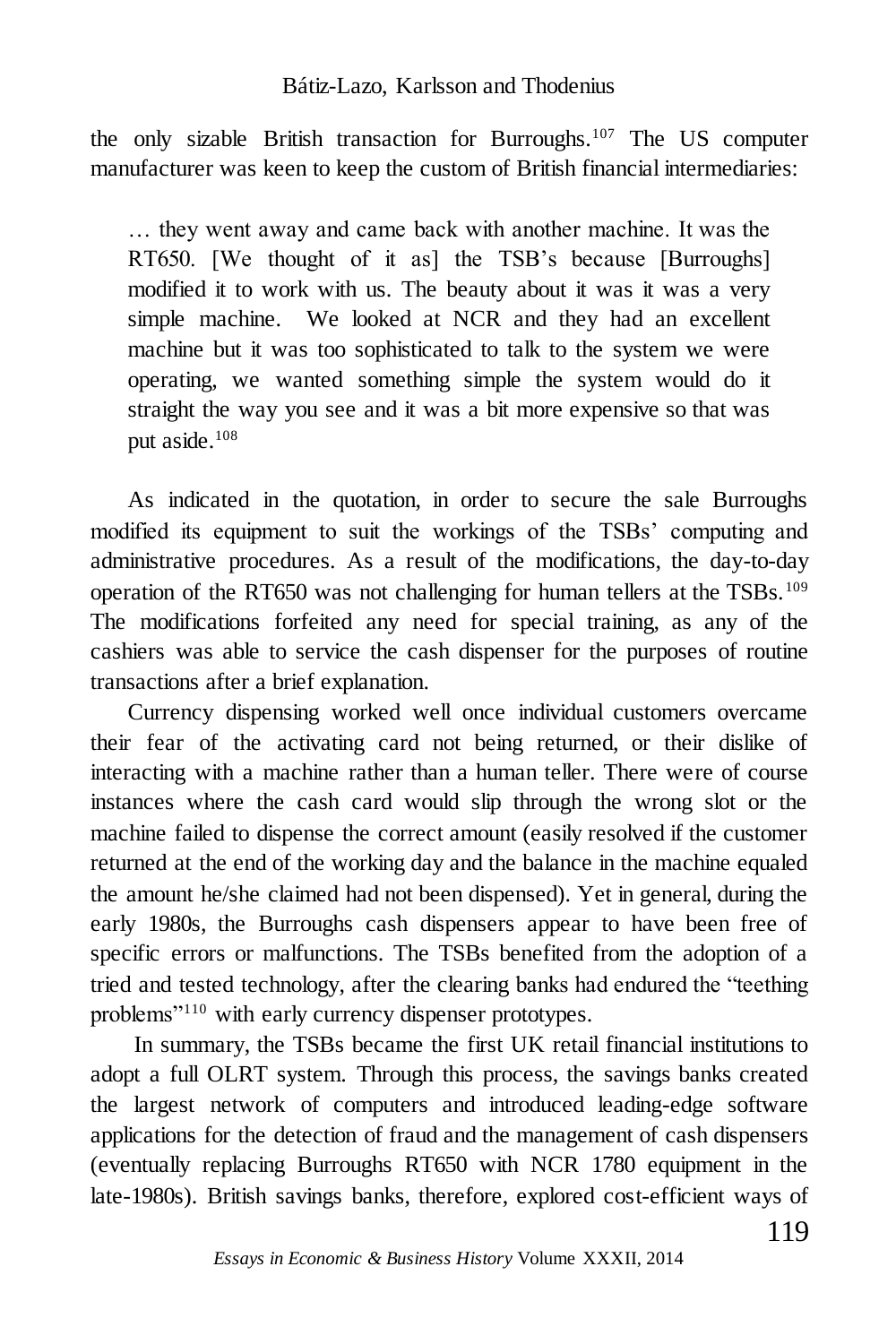the only sizable British transaction for Burroughs.[107] The US computer manufacturer was keen to keep the custom of British financial intermediaries:

> … they went away and came back with another machine. It was the RT650. [We thought of it as] the TSB's because [Burroughs] modified it to work with us. The beauty about it was it was a very simple machine. We looked at NCR and they had an excellent machine but it was too sophisticated to talk to the system we were operating, we wanted something simple the system would do it straight the way you see and it was a bit more expensive so that was put aside.[108]

As indicated in the quotation, in order to secure the sale Burroughs modified its equipment to suit the workings of the TSBs' computing and administrative procedures. As a result of the modifications, the day-to-day operation of the RT650 was not challenging for human tellers at the TSBs.[109] The modifications forfeited any need for special training, as any of the cashiers was able to service the cash dispenser for the purposes of routine transactions after a brief explanation.

Currency dispensing worked well once individual customers overcame their fear of the activating card not being returned, or their dislike of interacting with a machine rather than a human teller. There were of course instances where the cash card would slip through the wrong slot or the machine failed to dispense the correct amount (easily resolved if the customer returned at the end of the working day and the balance in the machine equaled the amount he/she claimed had not been dispensed). Yet in general, during the early 1980s, the Burroughs cash dispensers appear to have been free of specific errors or malfunctions. The TSBs benefited from the adoption of a tried and tested technology, after the clearing banks had endured the "teething problems"[110] with early currency dispenser prototypes.

In summary, the TSBs became the first UK retail financial institutions to adopt a full OLRT system. Through this process, the savings banks created the largest network of computers and introduced leading-edge software applications for the detection of fraud and the management of cash dispensers (eventually replacing Burroughs RT650 with NCR 1780 equipment in the late-1980s). British savings banks, therefore, explored cost-efficient ways of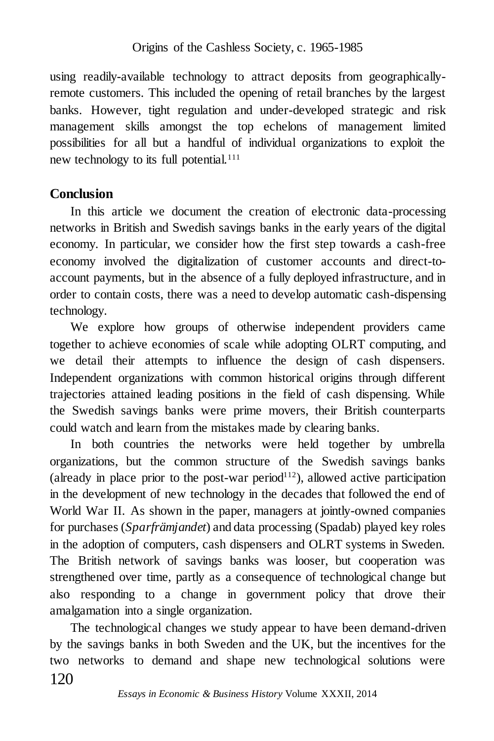using readily-available technology to attract deposits from geographically-remote customers. This included the opening of retail branches by the largest banks. However, tight regulation and under-developed strategic and risk management skills amongst the top echelons of management limited possibilities for all but a handful of individual organizations to exploit the new technology to its full potential.[111]

## Conclusion

In this article we document the creation of electronic data-processing networks in British and Swedish savings banks in the early years of the digital economy. In particular, we consider how the first step towards a cash-free economy involved the digitalization of customer accounts and direct-to-account payments, but in the absence of a fully deployed infrastructure, and in order to contain costs, there was a need to develop automatic cash-dispensing technology.

We explore how groups of otherwise independent providers came together to achieve economies of scale while adopting OLRT computing, and we detail their attempts to influence the design of cash dispensers. Independent organizations with common historical origins through different trajectories attained leading positions in the field of cash dispensing. While the Swedish savings banks were prime movers, their British counterparts could watch and learn from the mistakes made by clearing banks.

In both countries the networks were held together by umbrella organizations, but the common structure of the Swedish savings banks (already in place prior to the post-war period[112]), allowed active participation in the development of new technology in the decades that followed the end of World War II. As shown in the paper, managers at jointly-owned companies for purchases (*Sparfrämjandet*) and data processing (Spadab) played key roles in the adoption of computers, cash dispensers and OLRT systems in Sweden. The British network of savings banks was looser, but cooperation was strengthened over time, partly as a consequence of technological change but also responding to a change in government policy that drove their amalgamation into a single organization.

The technological changes we study appear to have been demand-driven by the savings banks in both Sweden and the UK, but the incentives for the two networks to demand and shape new technological solutions were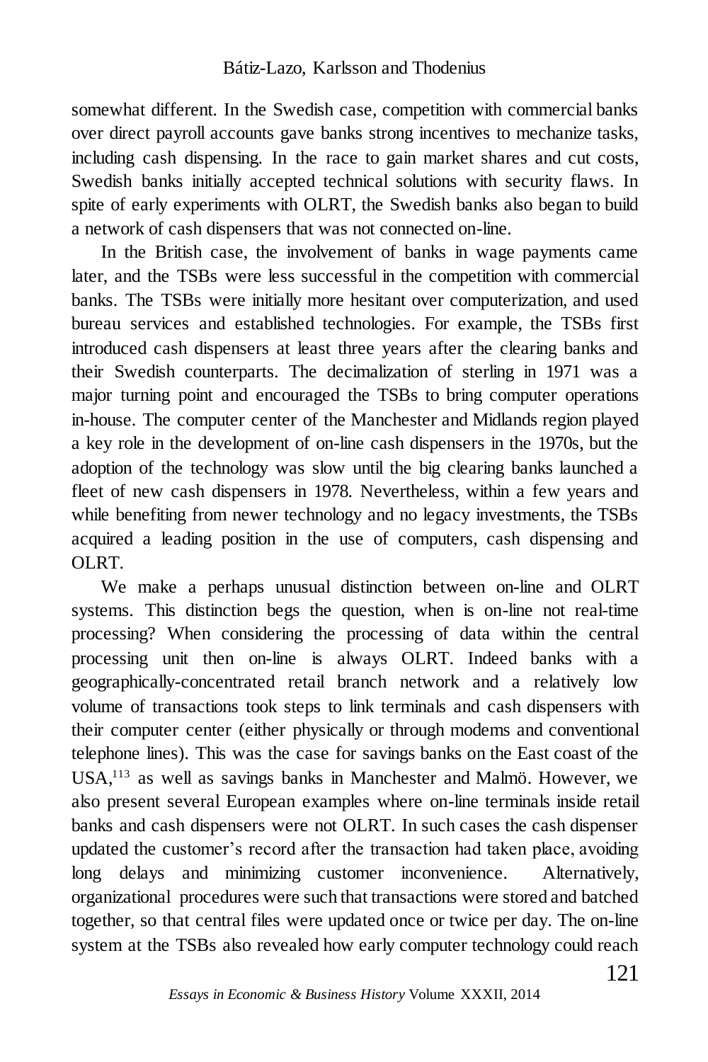somewhat different. In the Swedish case, competition with commercial banks over direct payroll accounts gave banks strong incentives to mechanize tasks, including cash dispensing. In the race to gain market shares and cut costs, Swedish banks initially accepted technical solutions with security flaws. In spite of early experiments with OLRT, the Swedish banks also began to build a network of cash dispensers that was not connected on-line.

In the British case, the involvement of banks in wage payments came later, and the TSBs were less successful in the competition with commercial banks. The TSBs were initially more hesitant over computerization, and used bureau services and established technologies. For example, the TSBs first introduced cash dispensers at least three years after the clearing banks and their Swedish counterparts. The decimalization of sterling in 1971 was a major turning point and encouraged the TSBs to bring computer operations in-house. The computer center of the Manchester and Midlands region played a key role in the development of on-line cash dispensers in the 1970s, but the adoption of the technology was slow until the big clearing banks launched a fleet of new cash dispensers in 1978. Nevertheless, within a few years and while benefiting from newer technology and no legacy investments, the TSBs acquired a leading position in the use of computers, cash dispensing and OLRT.

We make a perhaps unusual distinction between on-line and OLRT systems. This distinction begs the question, when is on-line not real-time processing? When considering the processing of data within the central processing unit then on-line is always OLRT. Indeed banks with a geographically-concentrated retail branch network and a relatively low volume of transactions took steps to link terminals and cash dispensers with their computer center (either physically or through modems and conventional telephone lines). This was the case for savings banks on the East coast of the USA,[113] as well as savings banks in Manchester and Malmö. However, we also present several European examples where on-line terminals inside retail banks and cash dispensers were not OLRT. In such cases the cash dispenser updated the customer's record after the transaction had taken place, avoiding long delays and minimizing customer inconvenience. Alternatively, organizational procedures were such that transactions were stored and batched together, so that central files were updated once or twice per day. The on-line system at the TSBs also revealed how early computer technology could reach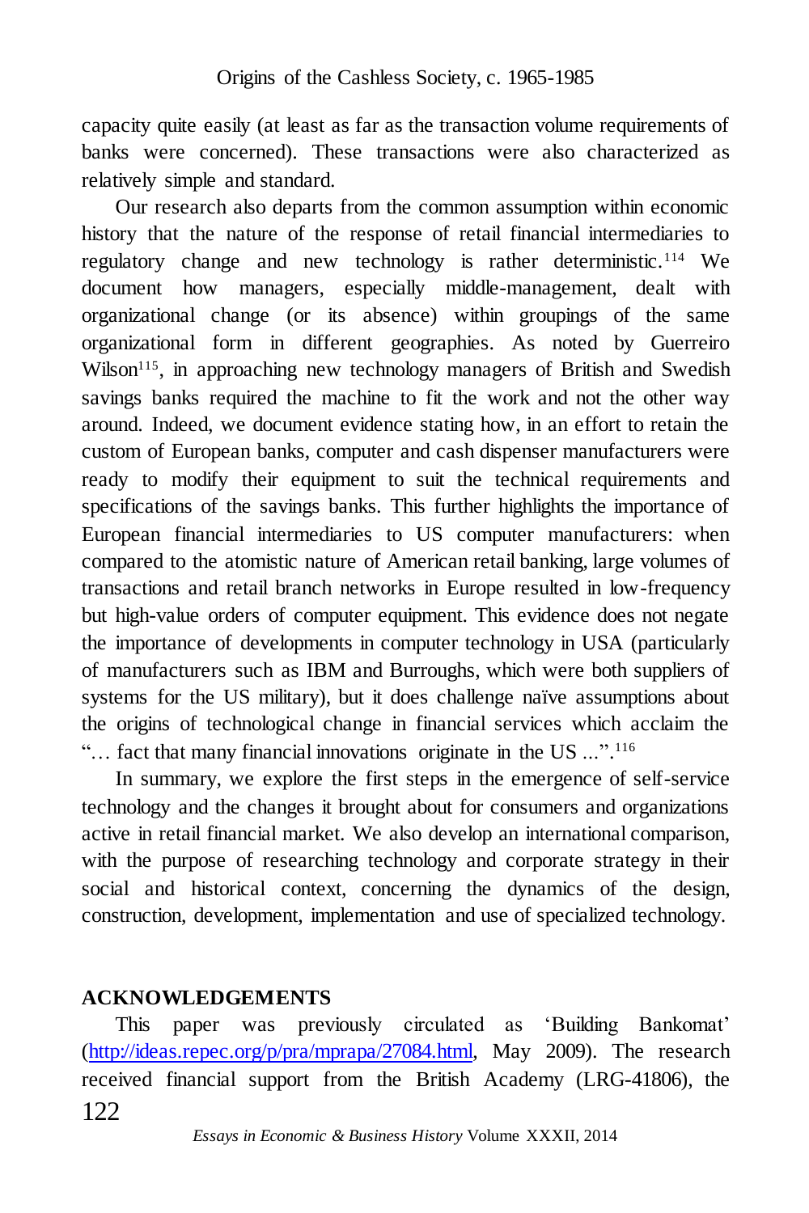capacity quite easily (at least as far as the transaction volume requirements of banks were concerned). These transactions were also characterized as relatively simple and standard.

Our research also departs from the common assumption within economic history that the nature of the response of retail financial intermediaries to regulatory change and new technology is rather deterministic.[114] We document how managers, especially middle-management, dealt with organizational change (or its absence) within groupings of the same organizational form in different geographies. As noted by Guerreiro Wilson[115], in approaching new technology managers of British and Swedish savings banks required the machine to fit the work and not the other way around. Indeed, we document evidence stating how, in an effort to retain the custom of European banks, computer and cash dispenser manufacturers were ready to modify their equipment to suit the technical requirements and specifications of the savings banks. This further highlights the importance of European financial intermediaries to US computer manufacturers: when compared to the atomistic nature of American retail banking, large volumes of transactions and retail branch networks in Europe resulted in low-frequency but high-value orders of computer equipment. This evidence does not negate the importance of developments in computer technology in USA (particularly of manufacturers such as IBM and Burroughs, which were both suppliers of systems for the US military), but it does challenge naïve assumptions about the origins of technological change in financial services which acclaim the "… fact that many financial innovations originate in the US ...".[116]

In summary, we explore the first steps in the emergence of self-service technology and the changes it brought about for consumers and organizations active in retail financial market. We also develop an international comparison, with the purpose of researching technology and corporate strategy in their social and historical context, concerning the dynamics of the design, construction, development, implementation and use of specialized technology.

## ACKNOWLEDGEMENTS

This paper was previously circulated as 'Building Bankomat' (http://ideas.repec.org/p/pra/mprapa/27084.html, May 2009). The research received financial support from the British Academy (LRG-41806), the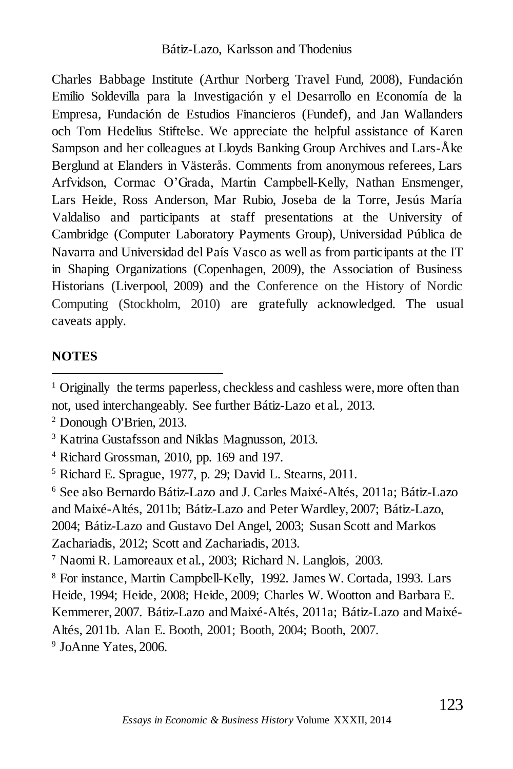Charles Babbage Institute (Arthur Norberg Travel Fund, 2008), Fundación Emilio Soldevilla para la Investigación y el Desarrollo en Economía de la Empresa, Fundación de Estudios Financieros (Fundef), and Jan Wallanders och Tom Hedelius Stiftelse. We appreciate the helpful assistance of Karen Sampson and her colleagues at Lloyds Banking Group Archives and Lars-Åke Berglund at Elanders in Västerås. Comments from anonymous referees, Lars Arfvidson, Cormac O'Grada, Martin Campbell-Kelly, Nathan Ensmenger, Lars Heide, Ross Anderson, Mar Rubio, Joseba de la Torre, Jesús María Valdaliso and participants at staff presentations at the University of Cambridge (Computer Laboratory Payments Group), Universidad Pública de Navarra and Universidad del País Vasco as well as from participants at the IT in Shaping Organizations (Copenhagen, 2009), the Association of Business Historians (Liverpool, 2009) and the Conference on the History of Nordic Computing (Stockholm, 2010) are gratefully acknowledged. The usual caveats apply.

## NOTES

[1] Originally the terms paperless, checkless and cashless were, more often than not, used interchangeably. See further Bátiz-Lazo et al., 2013.

[2] Donough O'Brien, 2013.

[3] Katrina Gustafsson and Niklas Magnusson, 2013.

[4] Richard Grossman, 2010, pp. 169 and 197.

[5] Richard E. Sprague, 1977, p. 29; David L. Stearns, 2011.

[6] See also Bernardo Bátiz-Lazo and J. Carles Maixé-Altés, 2011a; Bátiz-Lazo and Maixé-Altés, 2011b; Bátiz-Lazo and Peter Wardley, 2007; Bátiz-Lazo, 2004; Bátiz-Lazo and Gustavo Del Angel, 2003; Susan Scott and Markos Zachariadis, 2012; Scott and Zachariadis, 2013.

[7] Naomi R. Lamoreaux et al., 2003; Richard N. Langlois, 2003.

[8] For instance, Martin Campbell-Kelly, 1992. James W. Cortada, 1993. Lars Heide, 1994; Heide, 2008; Heide, 2009; Charles W. Wootton and Barbara E. Kemmerer, 2007. Bátiz-Lazo and Maixé-Altés, 2011a; Bátiz-Lazo and Maixé-Altés, 2011b. Alan E. Booth, 2001; Booth, 2004; Booth, 2007.

[9] JoAnne Yates, 2006.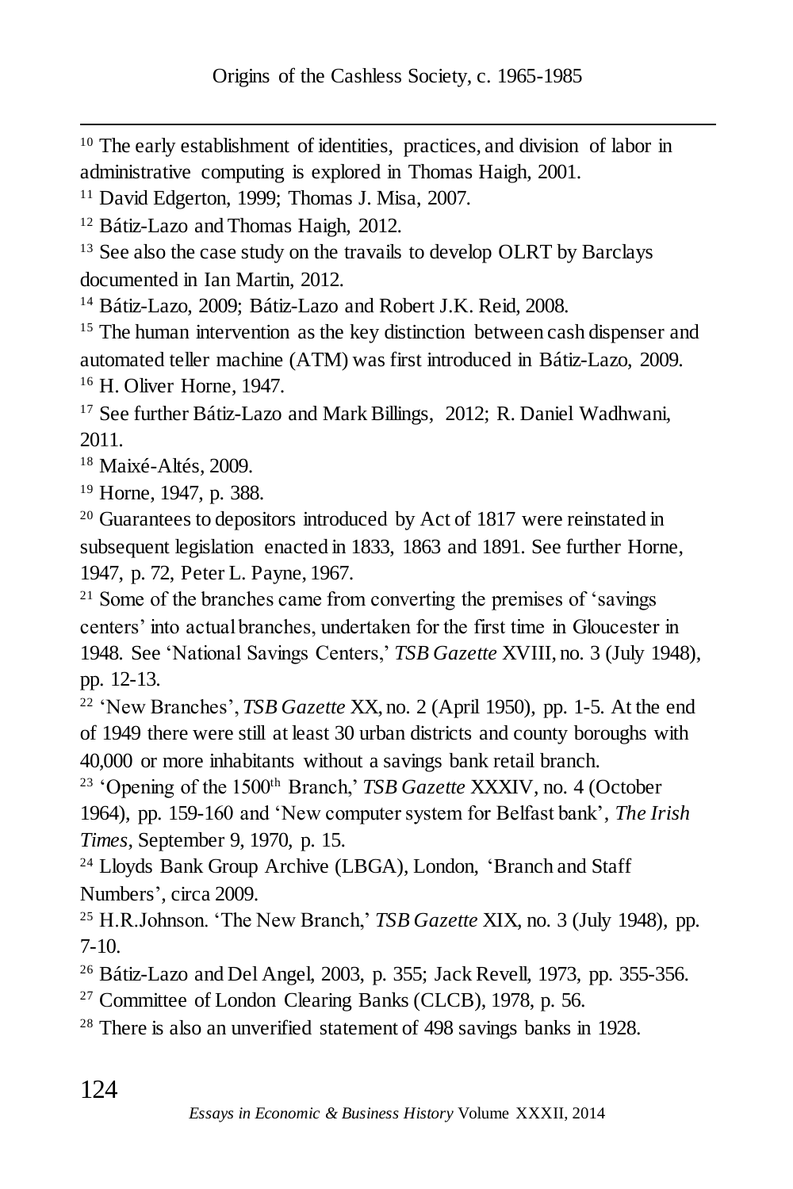[10] The early establishment of identities, practices, and division of labor in administrative computing is explored in Thomas Haigh, 2001.

[11] David Edgerton, 1999; Thomas J. Misa, 2007.

[12] Bátiz-Lazo and Thomas Haigh, 2012.

[13] See also the case study on the travails to develop OLRT by Barclays documented in Ian Martin, 2012.

[14] Bátiz-Lazo, 2009; Bátiz-Lazo and Robert J.K. Reid, 2008.

[15] The human intervention as the key distinction between cash dispenser and automated teller machine (ATM) was first introduced in Bátiz-Lazo, 2009.

[16] H. Oliver Horne, 1947.

[17] See further Bátiz-Lazo and Mark Billings, 2012; R. Daniel Wadhwani, 2011.

[18] Maixé-Altés, 2009.

[19] Horne, 1947, p. 388.

[20] Guarantees to depositors introduced by Act of 1817 were reinstated in subsequent legislation enacted in 1833, 1863 and 1891. See further Horne, 1947, p. 72, Peter L. Payne, 1967.

[21] Some of the branches came from converting the premises of 'savings centers' into actual branches, undertaken for the first time in Gloucester in 1948. See 'National Savings Centers,' *TSB Gazette* XVIII, no. 3 (July 1948), pp. 12-13.

[22] 'New Branches', *TSB Gazette* XX, no. 2 (April 1950), pp. 1-5. At the end of 1949 there were still at least 30 urban districts and county boroughs with 40,000 or more inhabitants without a savings bank retail branch.

[23] 'Opening of the 1500th Branch,' *TSB Gazette* XXXIV, no. 4 (October 1964), pp. 159-160 and 'New computer system for Belfast bank', *The Irish Times*, September 9, 1970, p. 15.

[24] Lloyds Bank Group Archive (LBGA), London, 'Branch and Staff Numbers', circa 2009.

[25] H.R.Johnson. 'The New Branch,' *TSB Gazette* XIX, no. 3 (July 1948), pp. 7-10.

[26] Bátiz-Lazo and Del Angel, 2003, p. 355; Jack Revell, 1973, pp. 355-356.

[27] Committee of London Clearing Banks (CLCB), 1978, p. 56.

[28] There is also an unverified statement of 498 savings banks in 1928.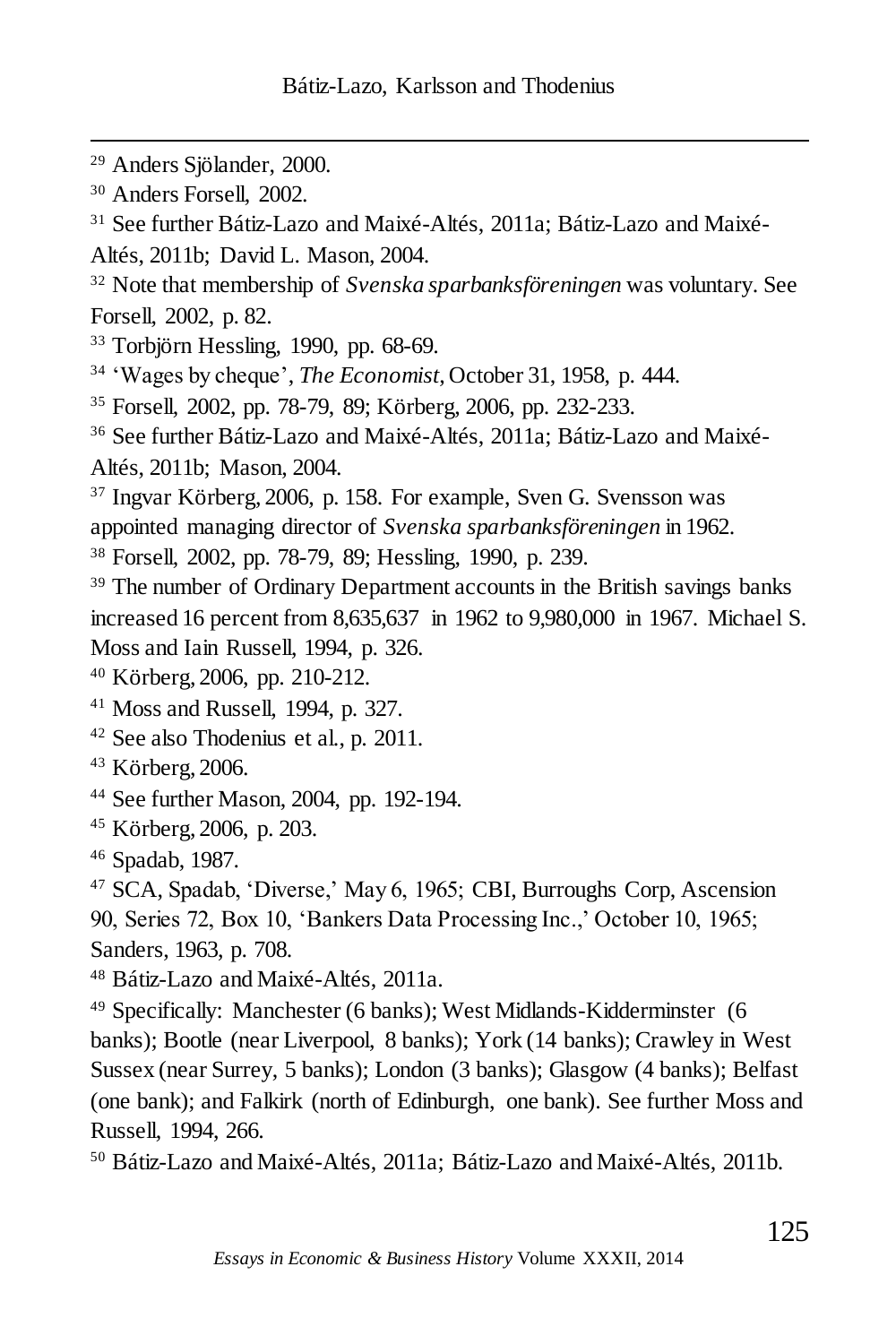[29] Anders Sjölander, 2000.

[30] Anders Forsell, 2002.

[31] See further Bátiz-Lazo and Maixé-Altés, 2011a; Bátiz-Lazo and Maixé-Altés, 2011b; David L. Mason, 2004.

[32] Note that membership of *Svenska sparbanksföreningen* was voluntary. See Forsell, 2002, p. 82.

[33] Torbjörn Hessling, 1990, pp. 68-69.

[34] 'Wages by cheque', *The Economist*, October 31, 1958, p. 444.

[35] Forsell, 2002, pp. 78-79, 89; Körberg, 2006, pp. 232-233.

[36] See further Bátiz-Lazo and Maixé-Altés, 2011a; Bátiz-Lazo and Maixé-Altés, 2011b; Mason, 2004.

[37] Ingvar Körberg, 2006, p. 158. For example, Sven G. Svensson was appointed managing director of *Svenska sparbanksföreningen* in 1962.

[38] Forsell, 2002, pp. 78-79, 89; Hessling, 1990, p. 239.

[39] The number of Ordinary Department accounts in the British savings banks increased 16 percent from 8,635,637 in 1962 to 9,980,000 in 1967. Michael S. Moss and Iain Russell, 1994, p. 326.

[40] Körberg, 2006, pp. 210-212.

[41] Moss and Russell, 1994, p. 327.

[42] See also Thodenius et al., p. 2011.

[43] Körberg, 2006.

[44] See further Mason, 2004, pp. 192-194.

[45] Körberg, 2006, p. 203.

[46] Spadab, 1987.

[47] SCA, Spadab, 'Diverse,' May 6, 1965; CBI, Burroughs Corp, Ascension 90, Series 72, Box 10, 'Bankers Data Processing Inc.,' October 10, 1965; Sanders, 1963, p. 708.

[48] Bátiz-Lazo and Maixé-Altés, 2011a.

[49] Specifically: Manchester (6 banks); West Midlands-Kidderminster (6 banks); Bootle (near Liverpool, 8 banks); York (14 banks); Crawley in West Sussex (near Surrey, 5 banks); London (3 banks); Glasgow (4 banks); Belfast (one bank); and Falkirk (north of Edinburgh, one bank). See further Moss and Russell, 1994, 266.

[50] Bátiz-Lazo and Maixé-Altés, 2011a; Bátiz-Lazo and Maixé-Altés, 2011b.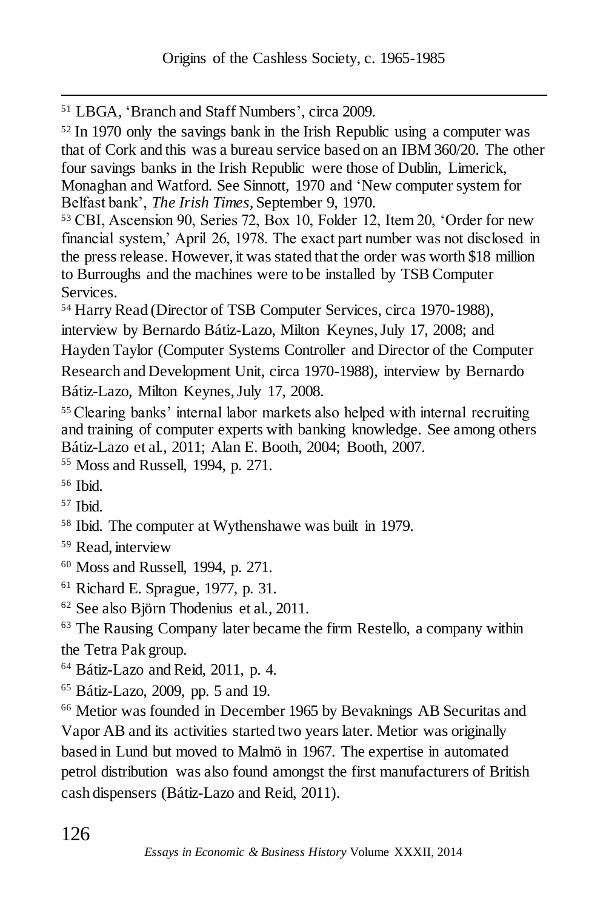[51] LBGA, 'Branch and Staff Numbers', circa 2009.

[52] In 1970 only the savings bank in the Irish Republic using a computer was that of Cork and this was a bureau service based on an IBM 360/20. The other four savings banks in the Irish Republic were those of Dublin, Limerick, Monaghan and Watford. See Sinnott, 1970 and 'New computer system for Belfast bank', *The Irish Times*, September 9, 1970.

[53] CBI, Ascension 90, Series 72, Box 10, Folder 12, Item 20, 'Order for new financial system,' April 26, 1978. The exact part number was not disclosed in the press release. However, it was stated that the order was worth $18 million to Burroughs and the machines were to be installed by TSB Computer Services.

[54] Harry Read (Director of TSB Computer Services, circa 1970-1988), interview by Bernardo Bátiz-Lazo, Milton Keynes, July 17, 2008; and Hayden Taylor (Computer Systems Controller and Director of the Computer Research and Development Unit, circa 1970-1988), interview by Bernardo Bátiz-Lazo, Milton Keynes, July 17, 2008.

[55] Clearing banks' internal labor markets also helped with internal recruiting and training of computer experts with banking knowledge. See among others Bátiz-Lazo et al., 2011; Alan E. Booth, 2004; Booth, 2007.

[55] Moss and Russell, 1994, p. 271.

[56] Ibid.

[57] Ibid.

[58] Ibid. The computer at Wythenshawe was built in 1979.

[59] Read, interview

[60] Moss and Russell, 1994, p. 271.

[61] Richard E. Sprague, 1977, p. 31.

[62] See also Björn Thodenius et al., 2011.

[63] The Rausing Company later became the firm Restello, a company within the Tetra Pak group.

[64] Bátiz-Lazo and Reid, 2011, p. 4.

[65] Bátiz-Lazo, 2009, pp. 5 and 19.

[66] Metior was founded in December 1965 by Bevaknings AB Securitas and Vapor AB and its activities started two years later. Metior was originally based in Lund but moved to Malmö in 1967. The expertise in automated petrol distribution was also found amongst the first manufacturers of British cash dispensers (Bátiz-Lazo and Reid, 2011).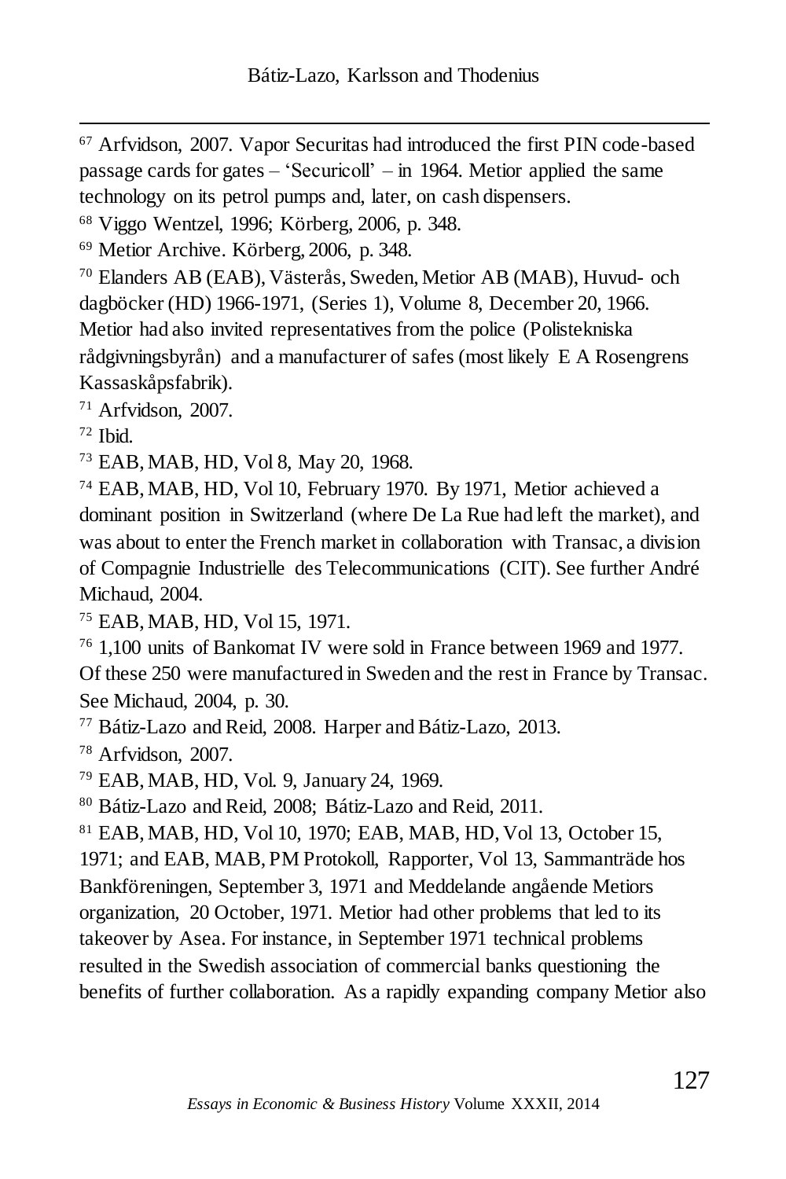[67] Arfvidson, 2007. Vapor Securitas had introduced the first PIN code-based passage cards for gates – 'Securicoll' – in 1964. Metior applied the same technology on its petrol pumps and, later, on cash dispensers.

[68] Viggo Wentzel, 1996; Körberg, 2006, p. 348.

[69] Metior Archive. Körberg, 2006, p. 348.

[70] Elanders AB (EAB), Västerås, Sweden, Metior AB (MAB), Huvud- och dagböcker (HD) 1966-1971, (Series 1), Volume 8, December 20, 1966. Metior had also invited representatives from the police (Polistekniska rådgivningsbyrån) and a manufacturer of safes (most likely E A Rosengrens Kassaskåpsfabrik).

[71] Arfvidson, 2007.

[72] Ibid.

[73] EAB, MAB, HD, Vol 8, May 20, 1968.

[74] EAB, MAB, HD, Vol 10, February 1970. By 1971, Metior achieved a dominant position in Switzerland (where De La Rue had left the market), and was about to enter the French market in collaboration with Transac, a division of Compagnie Industrielle des Telecommunications (CIT). See further André Michaud, 2004.

[75] EAB, MAB, HD, Vol 15, 1971.

[76] 1,100 units of Bankomat IV were sold in France between 1969 and 1977. Of these 250 were manufactured in Sweden and the rest in France by Transac. See Michaud, 2004, p. 30.

[77] Bátiz-Lazo and Reid, 2008. Harper and Bátiz-Lazo, 2013.

[78] Arfvidson, 2007.

[79] EAB, MAB, HD, Vol. 9, January 24, 1969.

[80] Bátiz-Lazo and Reid, 2008; Bátiz-Lazo and Reid, 2011.

[81] EAB, MAB, HD, Vol 10, 1970; EAB, MAB, HD, Vol 13, October 15, 1971; and EAB, MAB, PM Protokoll, Rapporter, Vol 13, Sammanträde hos Bankföreningen, September 3, 1971 and Meddelande angående Metiors organization, 20 October, 1971. Metior had other problems that led to its takeover by Asea. For instance, in September 1971 technical problems resulted in the Swedish association of commercial banks questioning the benefits of further collaboration. As a rapidly expanding company Metior also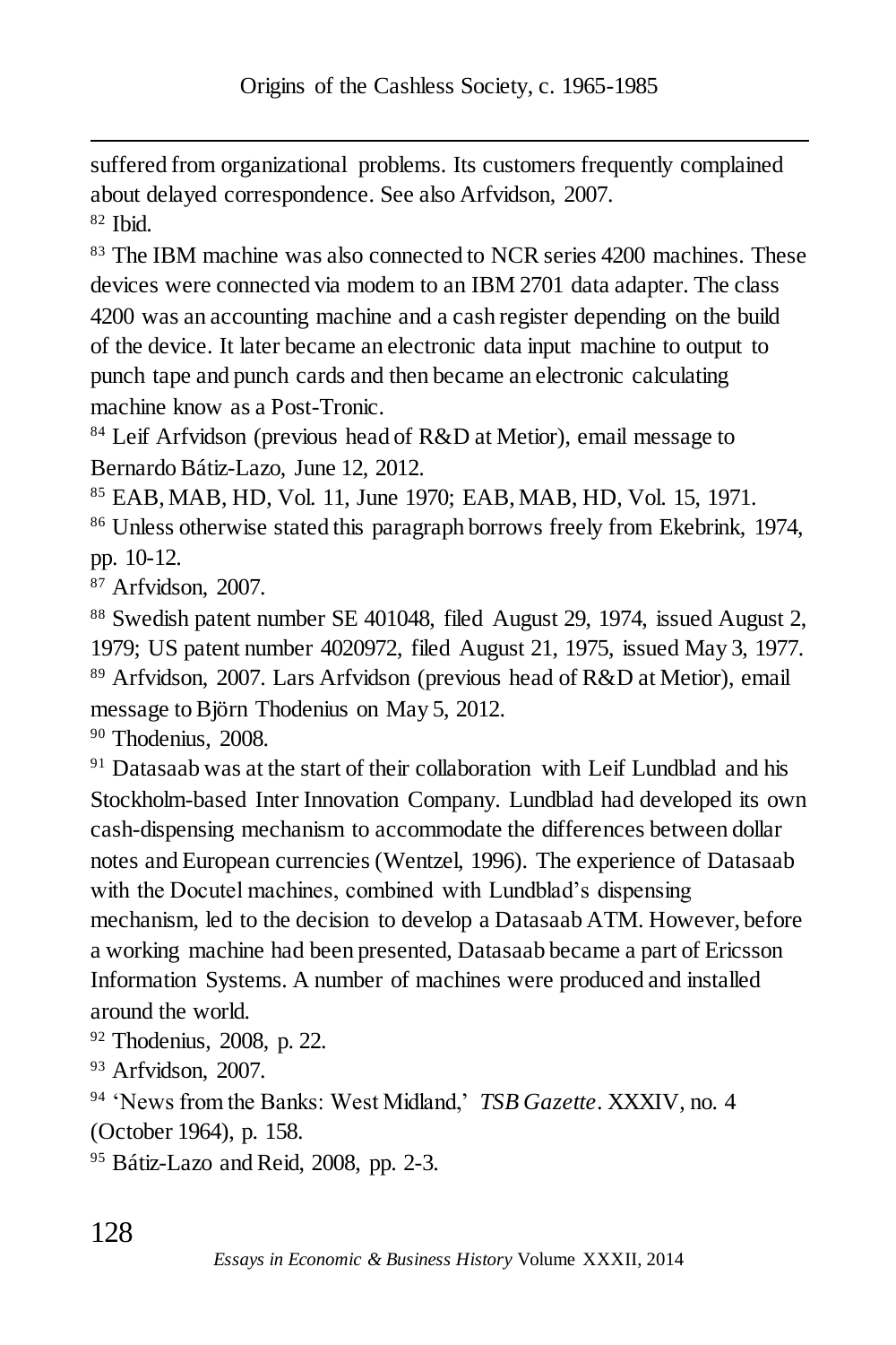suffered from organizational problems. Its customers frequently complained about delayed correspondence. See also Arfvidson, 2007.

[82] Ibid.

[83] The IBM machine was also connected to NCR series 4200 machines. These devices were connected via modem to an IBM 2701 data adapter. The class 4200 was an accounting machine and a cash register depending on the build of the device. It later became an electronic data input machine to output to punch tape and punch cards and then became an electronic calculating machine know as a Post-Tronic.

[84] Leif Arfvidson (previous head of R&D at Metior), email message to Bernardo Bátiz-Lazo, June 12, 2012.

[85] EAB, MAB, HD, Vol. 11, June 1970; EAB, MAB, HD, Vol. 15, 1971.

[86] Unless otherwise stated this paragraph borrows freely from Ekebrink, 1974, pp. 10-12.

[87] Arfvidson, 2007.

[88] Swedish patent number SE 401048, filed August 29, 1974, issued August 2, 1979; US patent number 4020972, filed August 21, 1975, issued May 3, 1977.

[89] Arfvidson, 2007. Lars Arfvidson (previous head of R&D at Metior), email message to Björn Thodenius on May 5, 2012.

[90] Thodenius, 2008.

[91] Datasaab was at the start of their collaboration with Leif Lundblad and his Stockholm-based Inter Innovation Company. Lundblad had developed its own cash-dispensing mechanism to accommodate the differences between dollar notes and European currencies (Wentzel, 1996). The experience of Datasaab with the Docutel machines, combined with Lundblad's dispensing mechanism, led to the decision to develop a Datasaab ATM. However, before a working machine had been presented, Datasaab became a part of Ericsson Information Systems. A number of machines were produced and installed around the world.

[92] Thodenius, 2008, p. 22.

[93] Arfvidson, 2007.

[94] 'News from the Banks: West Midland,' *TSB Gazette*. XXXIV, no. 4 (October 1964), p. 158.

[95] Bátiz-Lazo and Reid, 2008, pp. 2-3.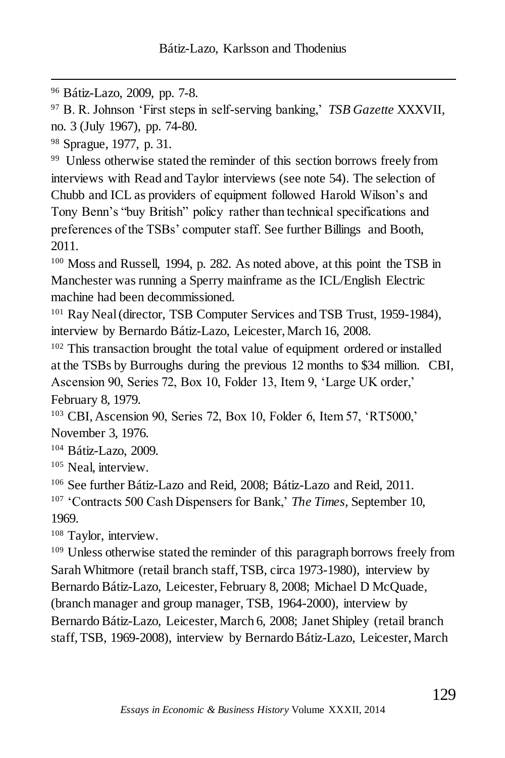[96] Bátiz-Lazo, 2009, pp. 7-8.

[97] B. R. Johnson 'First steps in self-serving banking,' *TSB Gazette* XXXVII, no. 3 (July 1967), pp. 74-80.

[98] Sprague, 1977, p. 31.

[99] Unless otherwise stated the reminder of this section borrows freely from interviews with Read and Taylor interviews (see note 54). The selection of Chubb and ICL as providers of equipment followed Harold Wilson's and Tony Benn's "buy British" policy rather than technical specifications and preferences of the TSBs' computer staff. See further Billings and Booth, 2011.

[100] Moss and Russell, 1994, p. 282. As noted above, at this point the TSB in Manchester was running a Sperry mainframe as the ICL/English Electric machine had been decommissioned.

[101] Ray Neal (director, TSB Computer Services and TSB Trust, 1959-1984), interview by Bernardo Bátiz-Lazo, Leicester, March 16, 2008.

[102] This transaction brought the total value of equipment ordered or installed at the TSBs by Burroughs during the previous 12 months to $34 million. CBI, Ascension 90, Series 72, Box 10, Folder 13, Item 9, 'Large UK order,' February 8, 1979.

[103] CBI, Ascension 90, Series 72, Box 10, Folder 6, Item 57, 'RT5000,' November 3, 1976.

[104] Bátiz-Lazo, 2009.

[105] Neal, interview.

[106] See further Bátiz-Lazo and Reid, 2008; Bátiz-Lazo and Reid, 2011.

[107] 'Contracts 500 Cash Dispensers for Bank,' *The Times*, September 10, 1969.

[108] Taylor, interview.

[109] Unless otherwise stated the reminder of this paragraph borrows freely from Sarah Whitmore (retail branch staff, TSB, circa 1973-1980), interview by Bernardo Bátiz-Lazo, Leicester, February 8, 2008; Michael D McQuade, (branch manager and group manager, TSB, 1964-2000), interview by Bernardo Bátiz-Lazo, Leicester, March 6, 2008; Janet Shipley (retail branch staff, TSB, 1969-2008), interview by Bernardo Bátiz-Lazo, Leicester, March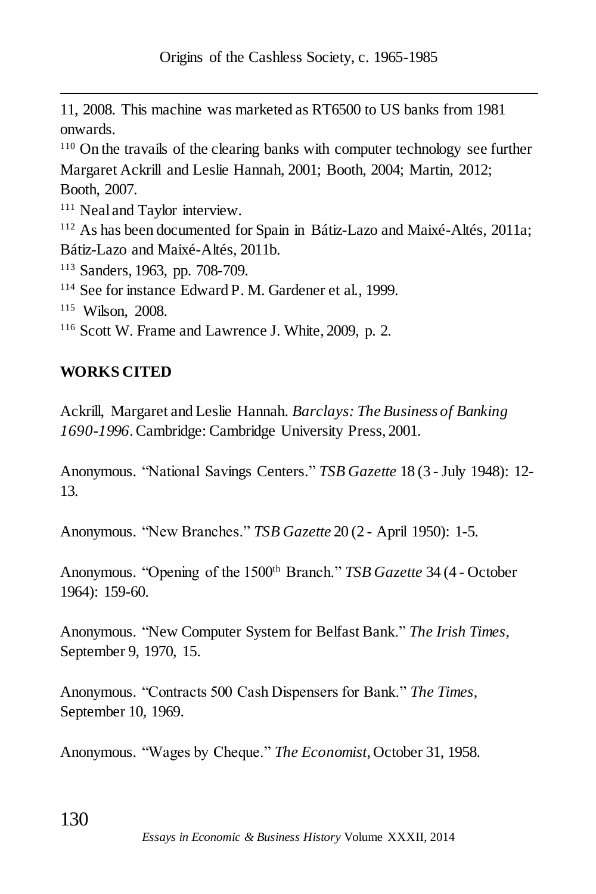11, 2008. This machine was marketed as RT6500 to US banks from 1981 onwards.

[110] On the travails of the clearing banks with computer technology see further Margaret Ackrill and Leslie Hannah, 2001; Booth, 2004; Martin, 2012; Booth, 2007.

[111] Neal and Taylor interview.

[112] As has been documented for Spain in Bátiz-Lazo and Maixé-Altés, 2011a; Bátiz-Lazo and Maixé-Altés, 2011b.

[113] Sanders, 1963, pp. 708-709.

[114] See for instance Edward P. M. Gardener et al., 1999.

[115] Wilson, 2008.

[116] Scott W. Frame and Lawrence J. White, 2009, p. 2.

**WORKS CITED**

Ackrill, Margaret and Leslie Hannah. *Barclays: The Business of Banking 1690-1996*. Cambridge: Cambridge University Press, 2001.

Anonymous. "National Savings Centers." *TSB Gazette* 18 (3 - July 1948): 12-13.

Anonymous. "New Branches." *TSB Gazette* 20 (2 - April 1950): 1-5.

Anonymous. "Opening of the 1500th Branch." *TSB Gazette* 34 (4 - October 1964): 159-60.

Anonymous. "New Computer System for Belfast Bank." *The Irish Times*, September 9, 1970, 15.

Anonymous. "Contracts 500 Cash Dispensers for Bank." *The Times*, September 10, 1969.

Anonymous. "Wages by Cheque." *The Economist*, October 31, 1958.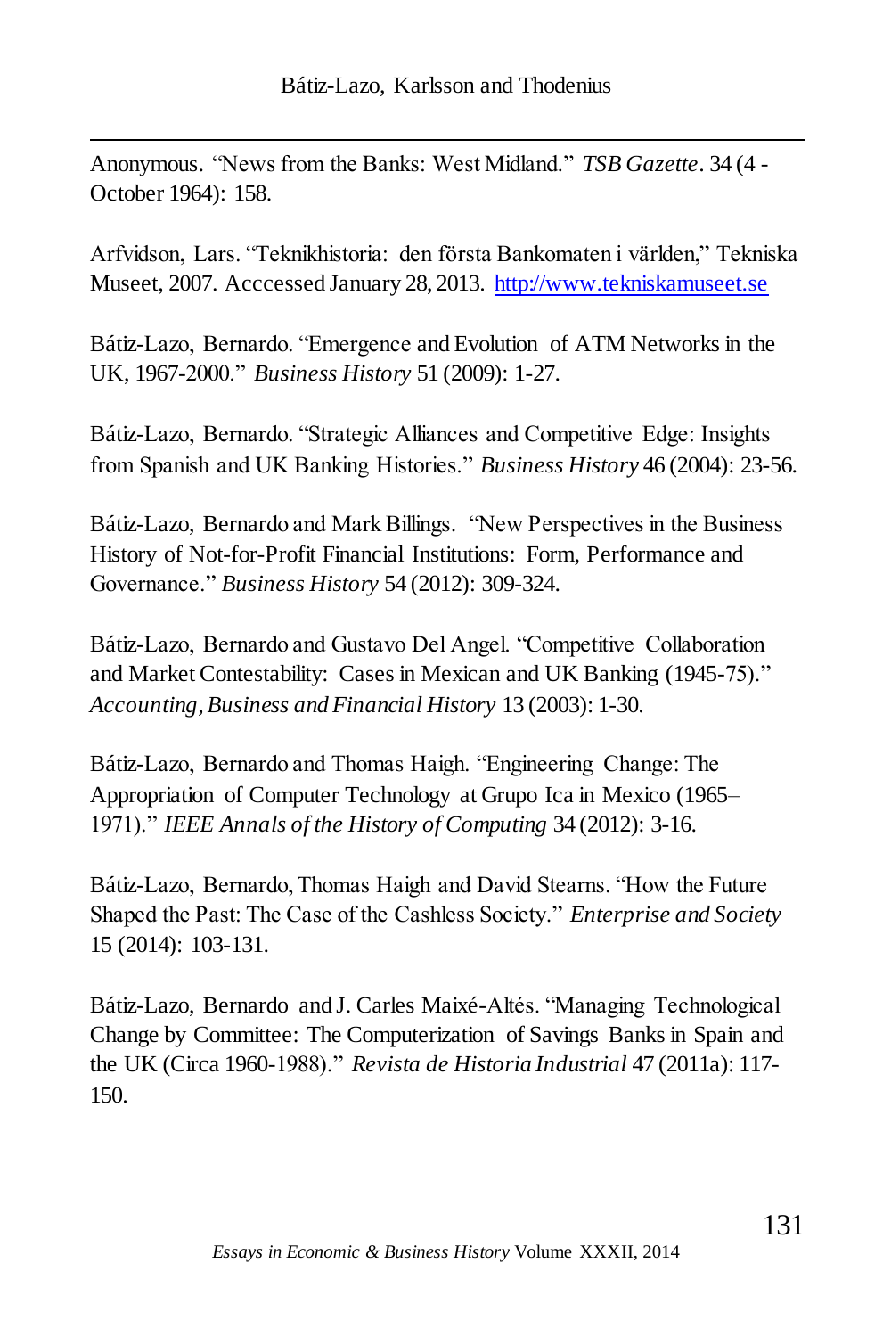Anonymous. "News from the Banks: West Midland." *TSB Gazette*. 34 (4 - October 1964): 158.

Arfvidson, Lars. "Teknikhistoria: den första Bankomaten i världen," Tekniska Museet, 2007. Acccessed January 28, 2013. http://www.tekniskamuseet.se

Bátiz-Lazo, Bernardo. "Emergence and Evolution of ATM Networks in the UK, 1967-2000." *Business History* 51 (2009): 1-27.

Bátiz-Lazo, Bernardo. "Strategic Alliances and Competitive Edge: Insights from Spanish and UK Banking Histories." *Business History* 46 (2004): 23-56.

Bátiz-Lazo, Bernardo and Mark Billings. "New Perspectives in the Business History of Not-for-Profit Financial Institutions: Form, Performance and Governance." *Business History* 54 (2012): 309-324.

Bátiz-Lazo, Bernardo and Gustavo Del Angel. "Competitive Collaboration and Market Contestability: Cases in Mexican and UK Banking (1945-75)." *Accounting, Business and Financial History* 13 (2003): 1-30.

Bátiz-Lazo, Bernardo and Thomas Haigh. "Engineering Change: The Appropriation of Computer Technology at Grupo Ica in Mexico (1965–1971)." *IEEE Annals of the History of Computing* 34 (2012): 3-16.

Bátiz-Lazo, Bernardo, Thomas Haigh and David Stearns. "How the Future Shaped the Past: The Case of the Cashless Society." *Enterprise and Society* 15 (2014): 103-131.

Bátiz-Lazo, Bernardo and J. Carles Maixé-Altés. "Managing Technological Change by Committee: The Computerization of Savings Banks in Spain and the UK (Circa 1960-1988)." *Revista de Historia Industrial* 47 (2011a): 117-150.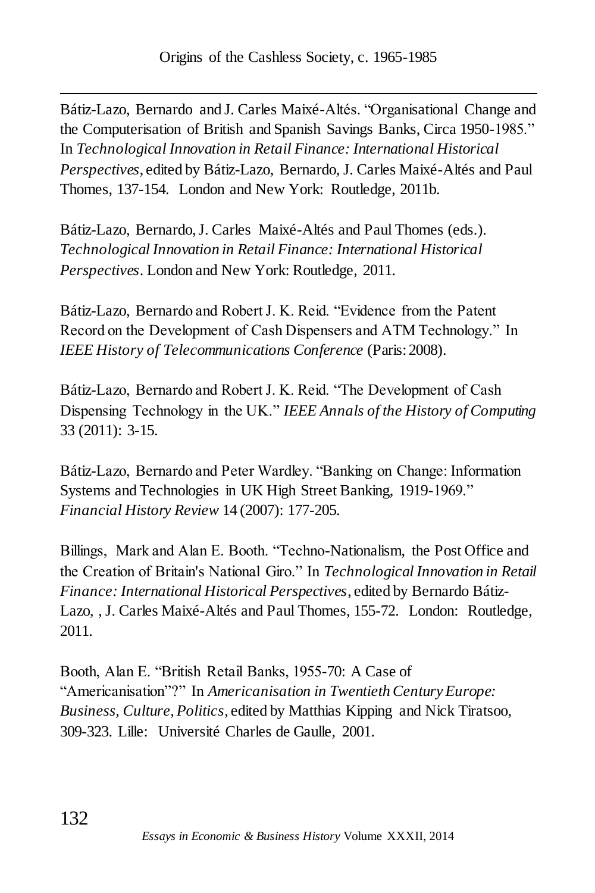Bátiz-Lazo, Bernardo and J. Carles Maixé-Altés. "Organisational Change and the Computerisation of British and Spanish Savings Banks, Circa 1950-1985." In *Technological Innovation in Retail Finance: International Historical Perspectives*, edited by Bátiz-Lazo, Bernardo, J. Carles Maixé-Altés and Paul Thomes, 137-154. London and New York: Routledge, 2011b.

Bátiz-Lazo, Bernardo, J. Carles Maixé-Altés and Paul Thomes (eds.). *Technological Innovation in Retail Finance: International Historical Perspectives*. London and New York: Routledge, 2011.

Bátiz-Lazo, Bernardo and Robert J. K. Reid. "Evidence from the Patent Record on the Development of Cash Dispensers and ATM Technology." In *IEEE History of Telecommunications Conference* (Paris: 2008).

Bátiz-Lazo, Bernardo and Robert J. K. Reid. "The Development of Cash Dispensing Technology in the UK." *IEEE Annals of the History of Computing* 33 (2011): 3-15.

Bátiz-Lazo, Bernardo and Peter Wardley. "Banking on Change: Information Systems and Technologies in UK High Street Banking, 1919-1969." *Financial History Review* 14 (2007): 177-205.

Billings, Mark and Alan E. Booth. "Techno-Nationalism, the Post Office and the Creation of Britain's National Giro." In *Technological Innovation in Retail Finance: International Historical Perspectives*, edited by Bernardo Bátiz-Lazo, , J. Carles Maixé-Altés and Paul Thomes, 155-72. London: Routledge, 2011.

Booth, Alan E. "British Retail Banks, 1955-70: A Case of "Americanisation"?" In *Americanisation in Twentieth Century Europe: Business, Culture, Politics*, edited by Matthias Kipping and Nick Tiratsoo, 309-323. Lille: Université Charles de Gaulle, 2001.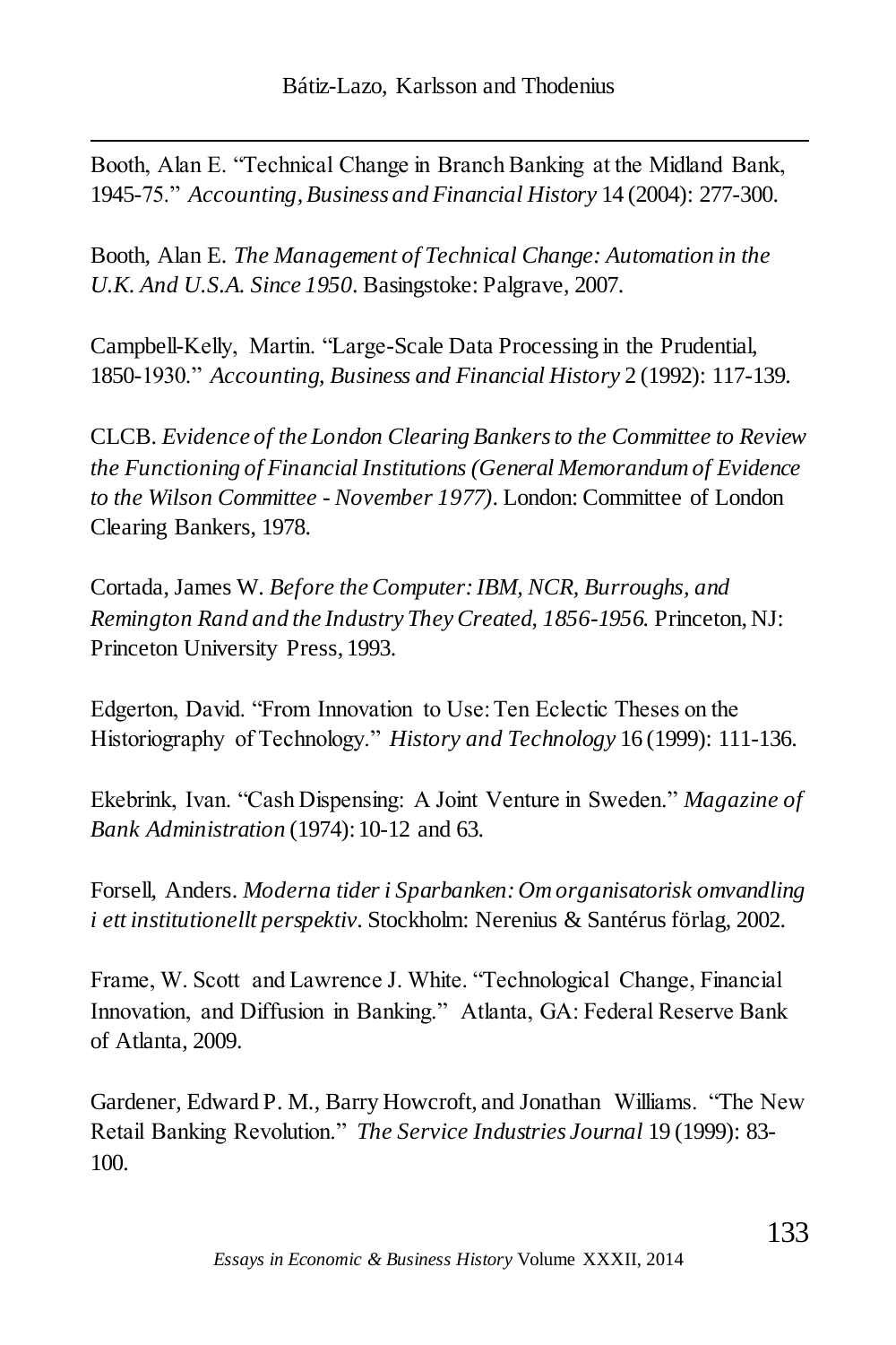Booth, Alan E. "Technical Change in Branch Banking at the Midland Bank, 1945-75." *Accounting, Business and Financial History* 14 (2004): 277-300.

Booth, Alan E. *The Management of Technical Change: Automation in the U.K. And U.S.A. Since 1950*. Basingstoke: Palgrave, 2007.

Campbell-Kelly, Martin. "Large-Scale Data Processing in the Prudential, 1850-1930." *Accounting, Business and Financial History* 2 (1992): 117-139.

CLCB. *Evidence of the London Clearing Bankers to the Committee to Review the Functioning of Financial Institutions (General Memorandum of Evidence to the Wilson Committee - November 1977)*. London: Committee of London Clearing Bankers, 1978.

Cortada, James W. *Before the Computer: IBM, NCR, Burroughs, and Remington Rand and the Industry They Created, 1856-1956.* Princeton, NJ: Princeton University Press, 1993.

Edgerton, David. "From Innovation to Use: Ten Eclectic Theses on the Historiography of Technology." *History and Technology* 16 (1999): 111-136.

Ekebrink, Ivan. "Cash Dispensing: A Joint Venture in Sweden." *Magazine of Bank Administration* (1974): 10-12 and 63.

Forsell, Anders. *Moderna tider i Sparbanken: Om organisatorisk omvandling i ett institutionellt perspektiv*. Stockholm: Nerenius & Santérus förlag, 2002.

Frame, W. Scott and Lawrence J. White. "Technological Change, Financial Innovation, and Diffusion in Banking." Atlanta, GA: Federal Reserve Bank of Atlanta, 2009.

Gardener, Edward P. M., Barry Howcroft, and Jonathan Williams. "The New Retail Banking Revolution." *The Service Industries Journal* 19 (1999): 83-100.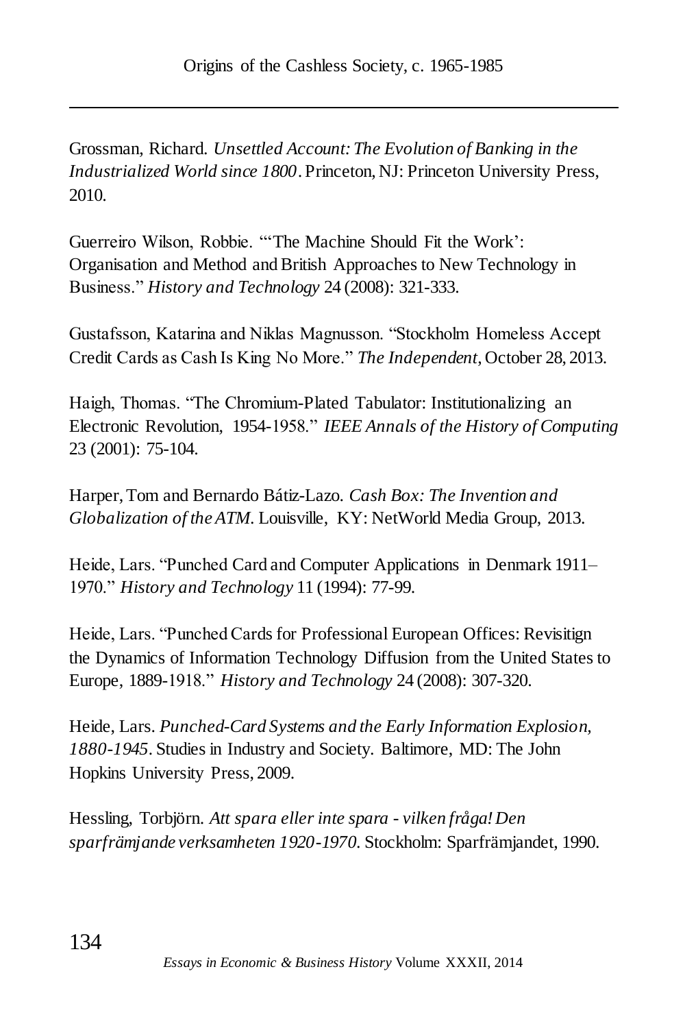Grossman, Richard. *Unsettled Account: The Evolution of Banking in the Industrialized World since 1800*. Princeton, NJ: Princeton University Press, 2010.

Guerreiro Wilson, Robbie. "'The Machine Should Fit the Work': Organisation and Method and British Approaches to New Technology in Business." *History and Technology* 24 (2008): 321-333.

Gustafsson, Katarina and Niklas Magnusson. "Stockholm Homeless Accept Credit Cards as Cash Is King No More." *The Independent*, October 28, 2013.

Haigh, Thomas. "The Chromium-Plated Tabulator: Institutionalizing an Electronic Revolution, 1954-1958." *IEEE Annals of the History of Computing* 23 (2001): 75-104.

Harper, Tom and Bernardo Bátiz-Lazo. *Cash Box: The Invention and Globalization of the ATM*. Louisville, KY: NetWorld Media Group, 2013.

Heide, Lars. "Punched Card and Computer Applications in Denmark 1911–1970." *History and Technology* 11 (1994): 77-99.

Heide, Lars. "Punched Cards for Professional European Offices: Revisitign the Dynamics of Information Technology Diffusion from the United States to Europe, 1889-1918." *History and Technology* 24 (2008): 307-320.

Heide, Lars. *Punched-Card Systems and the Early Information Explosion, 1880-1945*. Studies in Industry and Society. Baltimore, MD: The John Hopkins University Press, 2009.

Hessling, Torbjörn. *Att spara eller inte spara - vilken fråga! Den sparfrämjande verksamheten 1920-1970*. Stockholm: Sparfrämjandet, 1990.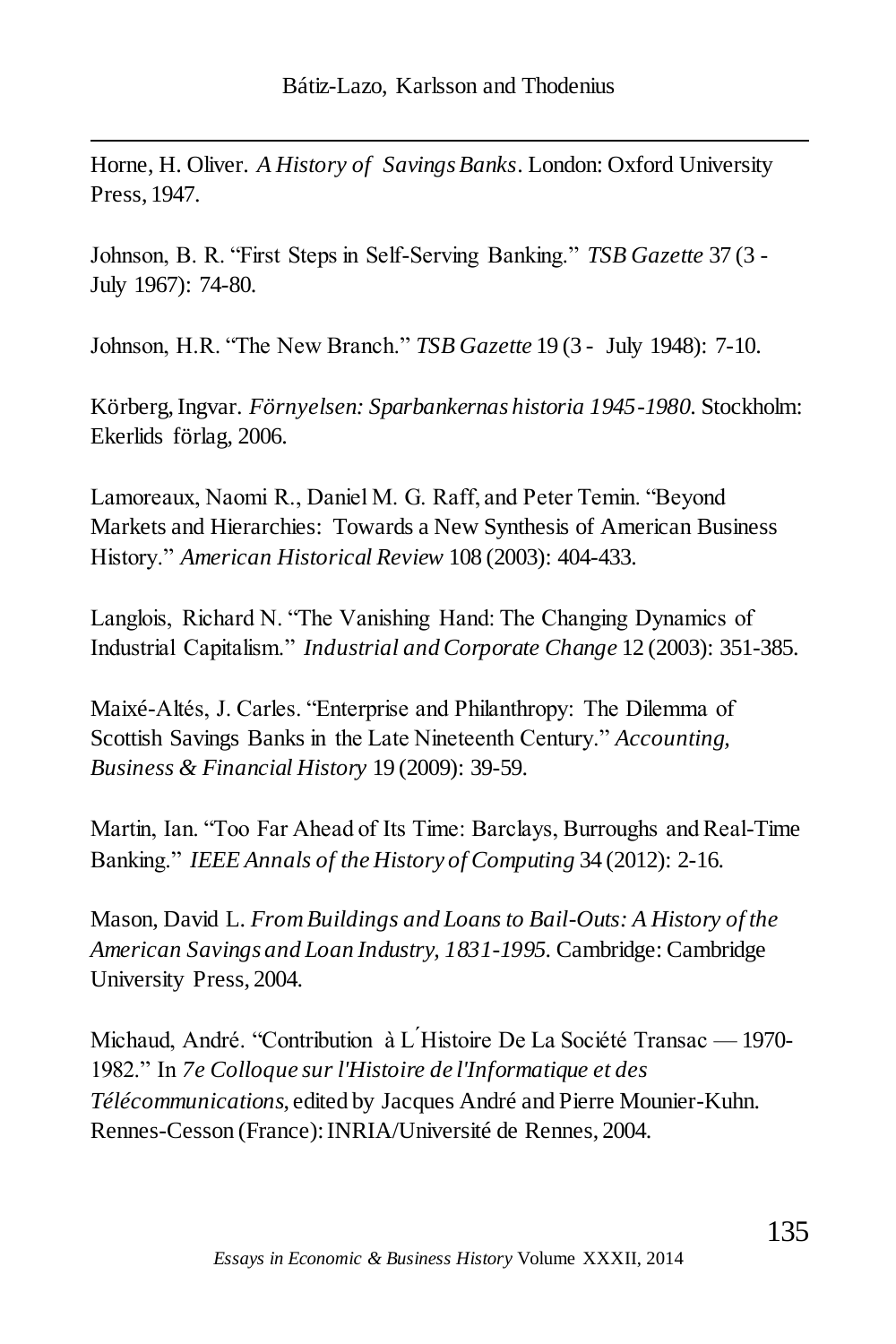Horne, H. Oliver. *A History of Savings Banks*. London: Oxford University Press, 1947.

Johnson, B. R. "First Steps in Self-Serving Banking." *TSB Gazette* 37 (3 - July 1967): 74-80.

Johnson, H.R. "The New Branch." *TSB Gazette* 19 (3 - July 1948): 7-10.

Körberg, Ingvar. *Förnyelsen: Sparbankernas historia 1945-1980*. Stockholm: Ekerlids förlag, 2006.

Lamoreaux, Naomi R., Daniel M. G. Raff, and Peter Temin. "Beyond Markets and Hierarchies: Towards a New Synthesis of American Business History." *American Historical Review* 108 (2003): 404-433.

Langlois, Richard N. "The Vanishing Hand: The Changing Dynamics of Industrial Capitalism." *Industrial and Corporate Change* 12 (2003): 351-385.

Maixé-Altés, J. Carles. "Enterprise and Philanthropy: The Dilemma of Scottish Savings Banks in the Late Nineteenth Century." *Accounting, Business & Financial History* 19 (2009): 39-59.

Martin, Ian. "Too Far Ahead of Its Time: Barclays, Burroughs and Real-Time Banking." *IEEE Annals of the History of Computing* 34 (2012): 2-16.

Mason, David L. *From Buildings and Loans to Bail-Outs: A History of the American Savings and Loan Industry, 1831-1995*. Cambridge: Cambridge University Press, 2004.

Michaud, André. "Contribution à L´Histoire De La Société Transac — 1970-1982." In *7e Colloque sur l'Histoire de l'Informatique et des Télécommunications*, edited by Jacques André and Pierre Mounier-Kuhn. Rennes-Cesson (France): INRIA/Université de Rennes, 2004.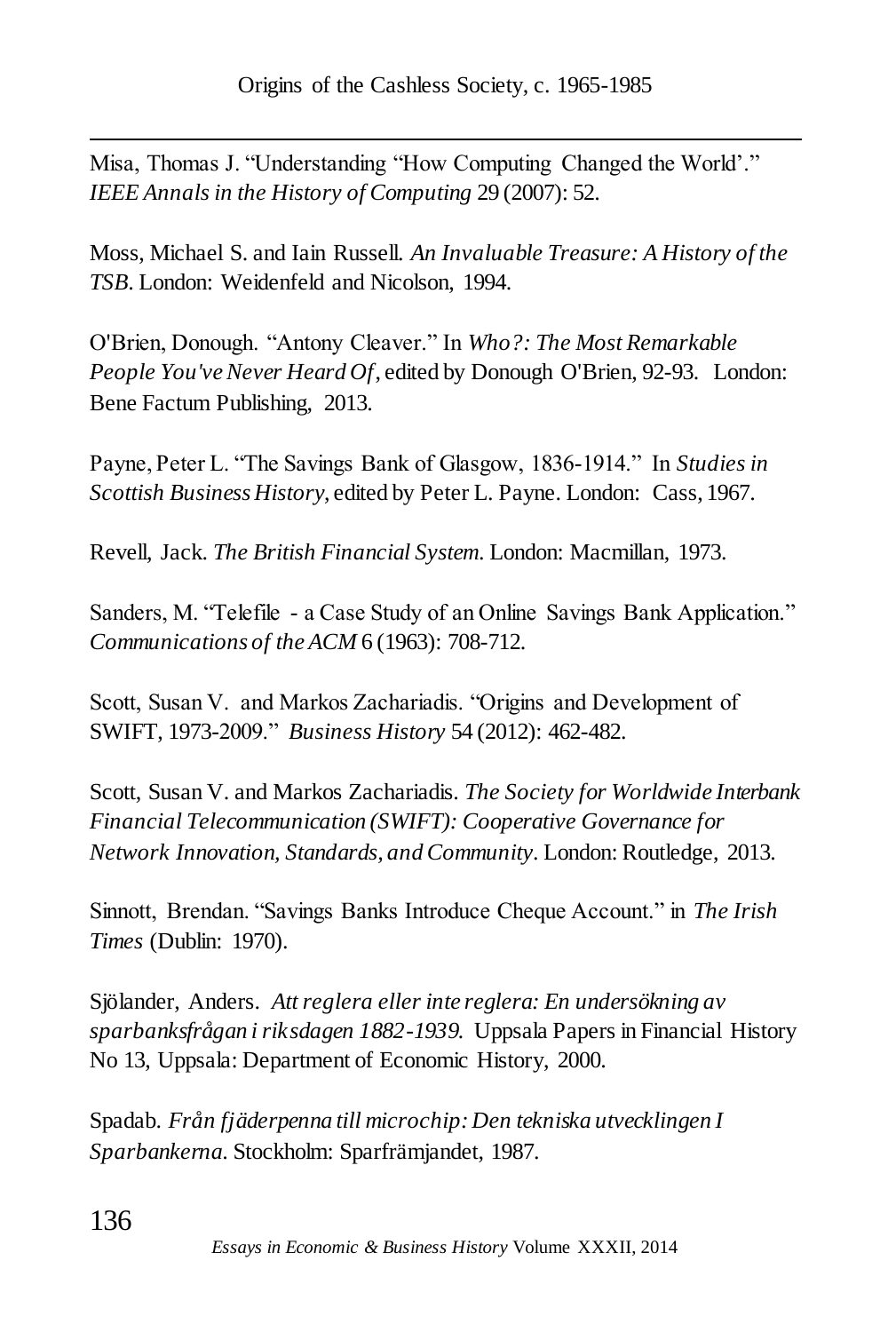Misa, Thomas J. "Understanding "How Computing Changed the World'." *IEEE Annals in the History of Computing* 29 (2007): 52.

Moss, Michael S. and Iain Russell. *An Invaluable Treasure: A History of the TSB*. London: Weidenfeld and Nicolson, 1994.

O'Brien, Donough. "Antony Cleaver." In *Who?: The Most Remarkable People You've Never Heard Of*, edited by Donough O'Brien, 92-93. London: Bene Factum Publishing, 2013.

Payne, Peter L. "The Savings Bank of Glasgow, 1836-1914." In *Studies in Scottish Business History*, edited by Peter L. Payne. London: Cass, 1967.

Revell, Jack. *The British Financial System*. London: Macmillan, 1973.

Sanders, M. "Telefile - a Case Study of an Online Savings Bank Application." *Communications of the ACM* 6 (1963): 708-712.

Scott, Susan V. and Markos Zachariadis. "Origins and Development of SWIFT, 1973-2009." *Business History* 54 (2012): 462-482.

Scott, Susan V. and Markos Zachariadis. *The Society for Worldwide Interbank Financial Telecommunication (SWIFT): Cooperative Governance for Network Innovation, Standards, and Community*. London: Routledge, 2013.

Sinnott, Brendan. "Savings Banks Introduce Cheque Account." in *The Irish Times* (Dublin: 1970).

Sjölander, Anders. *Att reglera eller inte reglera: En undersökning av sparbanksfrågan i riksdagen 1882-1939*. Uppsala Papers in Financial History No 13, Uppsala: Department of Economic History, 2000.

Spadab. *Från fjäderpenna till microchip: Den tekniska utvecklingen I Sparbankerna*. Stockholm: Sparfrämjandet, 1987.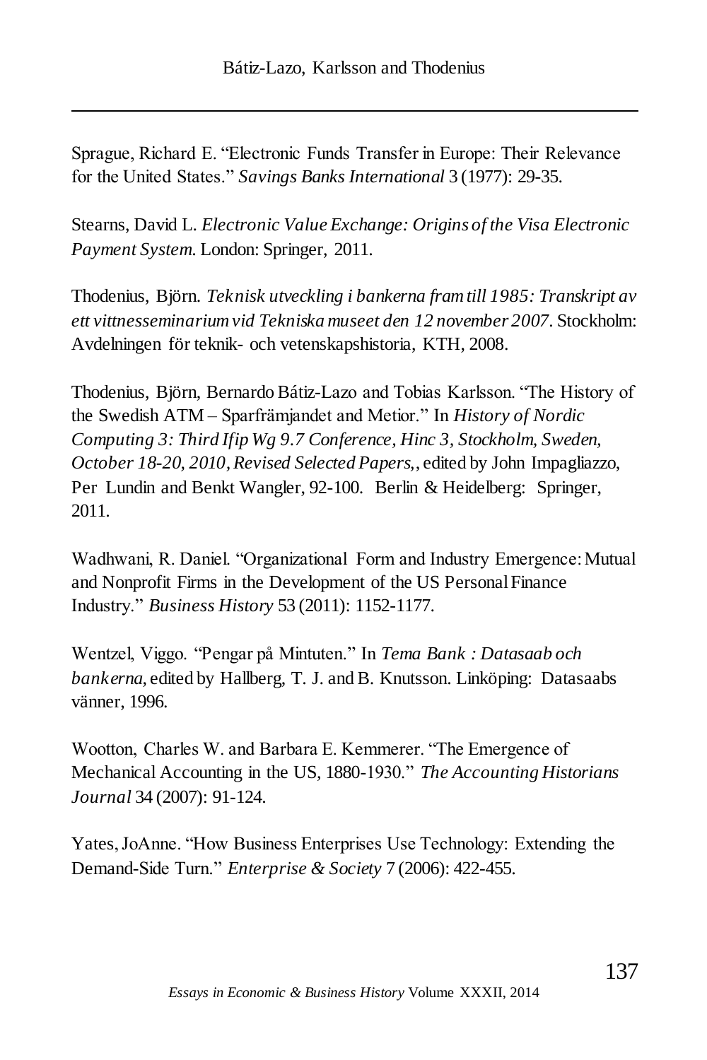Sprague, Richard E. "Electronic Funds Transfer in Europe: Their Relevance for the United States." *Savings Banks International* 3 (1977): 29-35.

Stearns, David L. *Electronic Value Exchange: Origins of the Visa Electronic Payment System.* London: Springer, 2011.

Thodenius, Björn. *Teknisk utveckling i bankerna fram till 1985: Transkript av ett vittnesseminarium vid Tekniska museet den 12 november 2007*. Stockholm: Avdelningen för teknik- och vetenskapshistoria, KTH, 2008.

Thodenius, Björn, Bernardo Bátiz-Lazo and Tobias Karlsson. "The History of the Swedish ATM – Sparfrämjandet and Metior." In *History of Nordic Computing 3: Third Ifip Wg 9.7 Conference, Hinc 3, Stockholm, Sweden, October 18-20, 2010, Revised Selected Papers,*, edited by John Impagliazzo, Per Lundin and Benkt Wangler, 92-100. Berlin & Heidelberg: Springer, 2011.

Wadhwani, R. Daniel. "Organizational Form and Industry Emergence: Mutual and Nonprofit Firms in the Development of the US Personal Finance Industry." *Business History* 53 (2011): 1152-1177.

Wentzel, Viggo. "Pengar på Mintuten." In *Tema Bank : Datasaab och bankerna,* edited by Hallberg, T. J. and B. Knutsson. Linköping: Datasaabs vänner, 1996.

Wootton, Charles W. and Barbara E. Kemmerer. "The Emergence of Mechanical Accounting in the US, 1880-1930." *The Accounting Historians Journal* 34 (2007): 91-124.

Yates, JoAnne. "How Business Enterprises Use Technology: Extending the Demand-Side Turn." *Enterprise & Society* 7 (2006): 422-455.